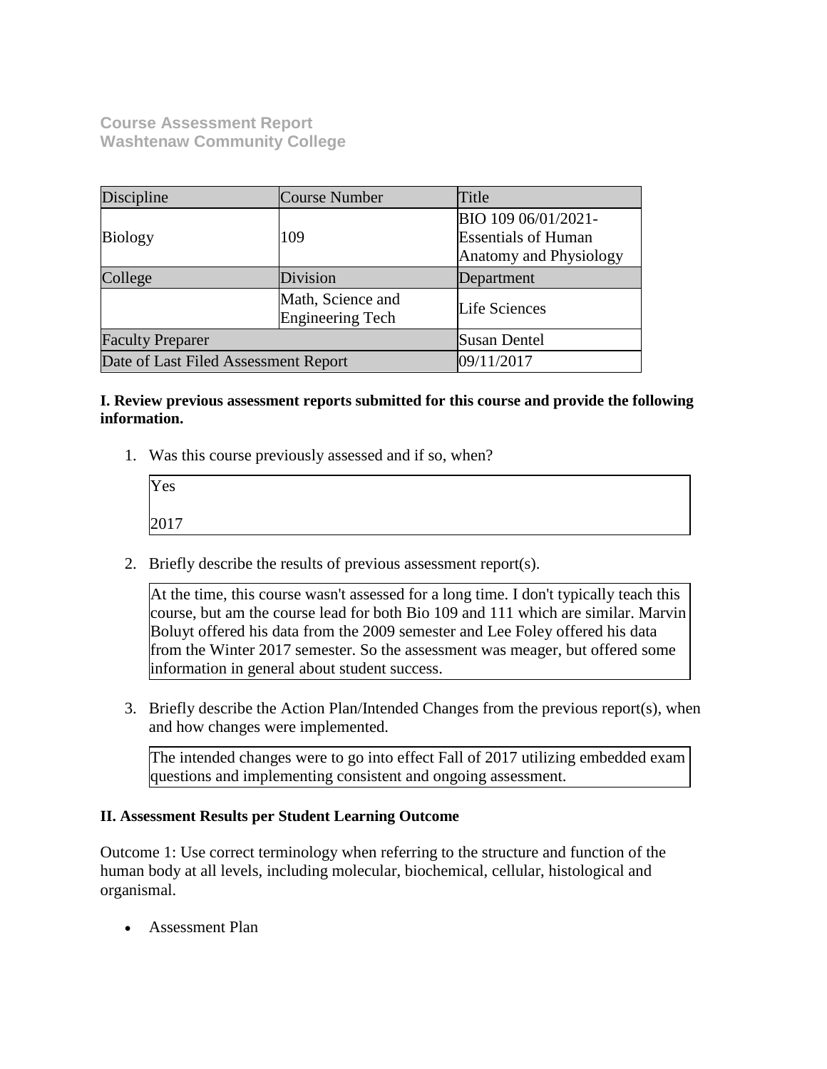**Course Assessment Report**
**Washtenaw Community College**

| Discipline | Course Number | Title |
|---|---|---|
| Biology | 109 | BIO 109 06/01/2021-Essentials of Human Anatomy and Physiology |
| College | Division | Department |
| | Math, Science and Engineering Tech | Life Sciences |
| Faculty Preparer | | Susan Dentel |
| Date of Last Filed Assessment Report | | 09/11/2017 |

**I. Review previous assessment reports submitted for this course and provide the following information.**

1. Was this course previously assessed and if so, when?

   Yes

   2017

2. Briefly describe the results of previous assessment report(s).

   At the time, this course wasn't assessed for a long time. I don't typically teach this course, but am the course lead for both Bio 109 and 111 which are similar. Marvin Boluyt offered his data from the 2009 semester and Lee Foley offered his data from the Winter 2017 semester. So the assessment was meager, but offered some information in general about student success.

3. Briefly describe the Action Plan/Intended Changes from the previous report(s), when and how changes were implemented.

   The intended changes were to go into effect Fall of 2017 utilizing embedded exam questions and implementing consistent and ongoing assessment.

**II. Assessment Results per Student Learning Outcome**

Outcome 1: Use correct terminology when referring to the structure and function of the human body at all levels, including molecular, biochemical, cellular, histological and organismal.

- Assessment Plan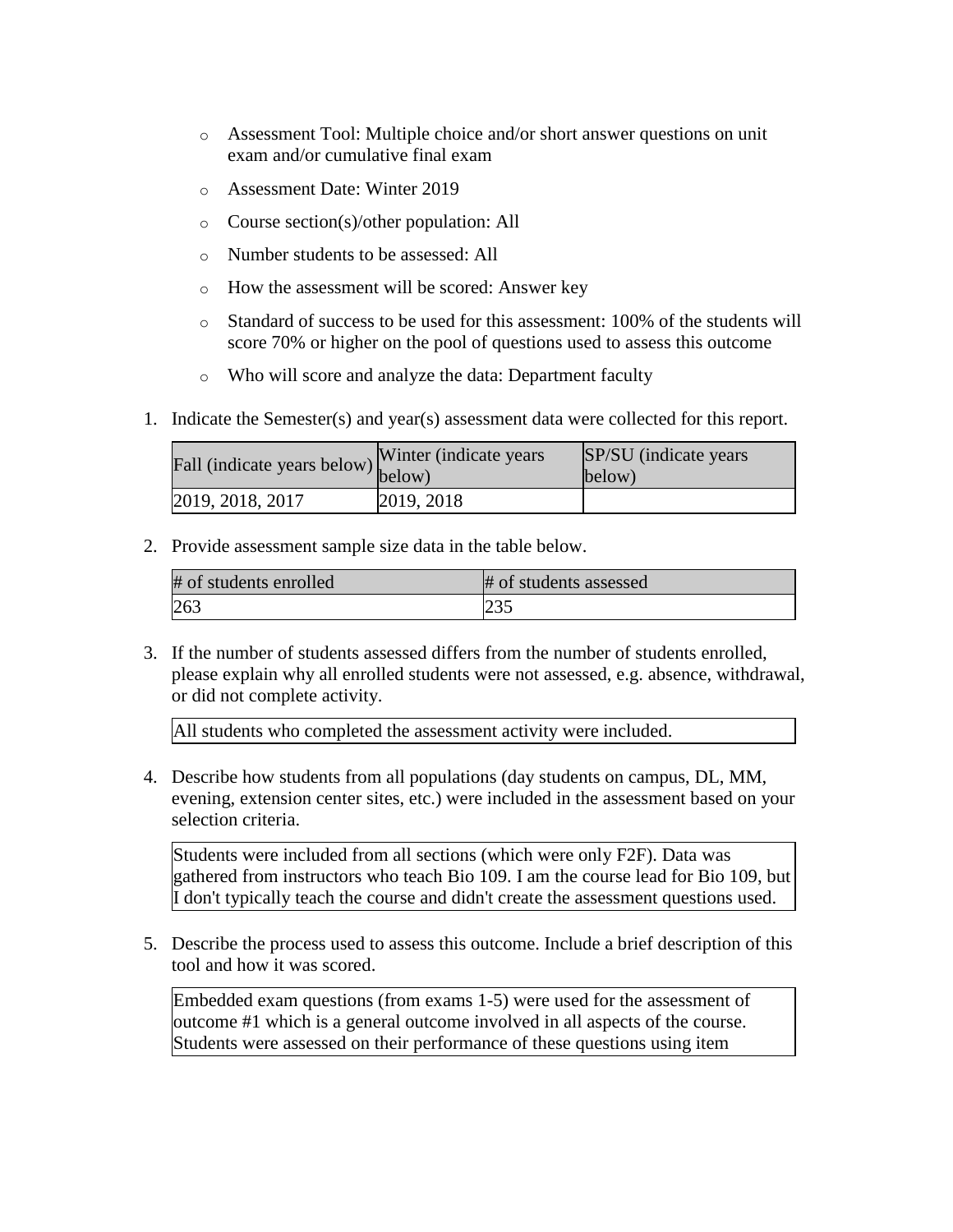- Assessment Tool: Multiple choice and/or short answer questions on unit exam and/or cumulative final exam
- Assessment Date: Winter 2019
- Course section(s)/other population: All
- Number students to be assessed: All
- How the assessment will be scored: Answer key
- Standard of success to be used for this assessment: 100% of the students will score 70% or higher on the pool of questions used to assess this outcome
- Who will score and analyze the data: Department faculty

1. Indicate the Semester(s) and year(s) assessment data were collected for this report.

| Fall (indicate years below) | Winter (indicate years below) | SP/SU (indicate years below) |
|---|---|---|
| 2019, 2018, 2017 | 2019, 2018 | |

2. Provide assessment sample size data in the table below.

| # of students enrolled | # of students assessed |
|---|---|
| 263 | 235 |

3. If the number of students assessed differs from the number of students enrolled, please explain why all enrolled students were not assessed, e.g. absence, withdrawal, or did not complete activity.

All students who completed the assessment activity were included.

4. Describe how students from all populations (day students on campus, DL, MM, evening, extension center sites, etc.) were included in the assessment based on your selection criteria.

Students were included from all sections (which were only F2F). Data was gathered from instructors who teach Bio 109. I am the course lead for Bio 109, but I don't typically teach the course and didn't create the assessment questions used.

5. Describe the process used to assess this outcome. Include a brief description of this tool and how it was scored.

Embedded exam questions (from exams 1-5) were used for the assessment of outcome #1 which is a general outcome involved in all aspects of the course. Students were assessed on their performance of these questions using item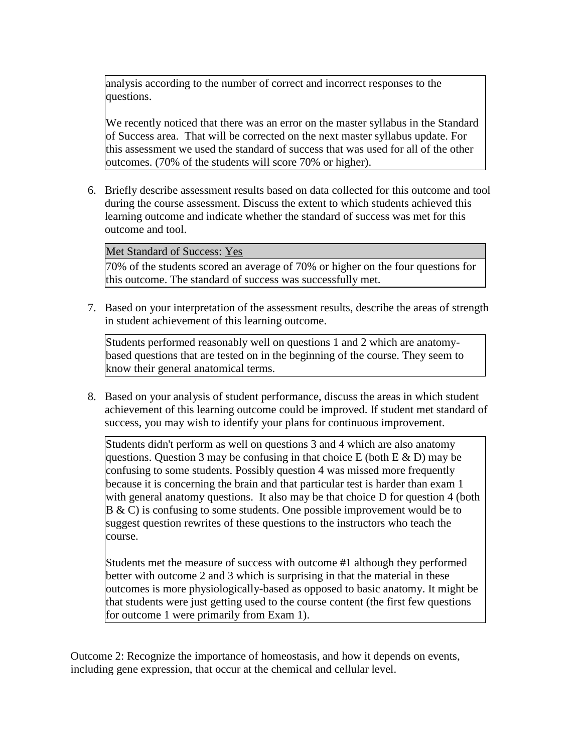analysis according to the number of correct and incorrect responses to the questions.

We recently noticed that there was an error on the master syllabus in the Standard of Success area. That will be corrected on the next master syllabus update. For this assessment we used the standard of success that was used for all of the other outcomes. (70% of the students will score 70% or higher).

6. Briefly describe assessment results based on data collected for this outcome and tool during the course assessment. Discuss the extent to which students achieved this learning outcome and indicate whether the standard of success was met for this outcome and tool.

   Met Standard of Success: Yes

   70% of the students scored an average of 70% or higher on the four questions for this outcome. The standard of success was successfully met.

7. Based on your interpretation of the assessment results, describe the areas of strength in student achievement of this learning outcome.

   Students performed reasonably well on questions 1 and 2 which are anatomy-based questions that are tested on in the beginning of the course. They seem to know their general anatomical terms.

8. Based on your analysis of student performance, discuss the areas in which student achievement of this learning outcome could be improved. If student met standard of success, you may wish to identify your plans for continuous improvement.

   Students didn't perform as well on questions 3 and 4 which are also anatomy questions. Question 3 may be confusing in that choice E (both E & D) may be confusing to some students. Possibly question 4 was missed more frequently because it is concerning the brain and that particular test is harder than exam 1 with general anatomy questions. It also may be that choice D for question 4 (both B & C) is confusing to some students. One possible improvement would be to suggest question rewrites of these questions to the instructors who teach the course.

   Students met the measure of success with outcome #1 although they performed better with outcome 2 and 3 which is surprising in that the material in these outcomes is more physiologically-based as opposed to basic anatomy. It might be that students were just getting used to the course content (the first few questions for outcome 1 were primarily from Exam 1).

Outcome 2: Recognize the importance of homeostasis, and how it depends on events, including gene expression, that occur at the chemical and cellular level.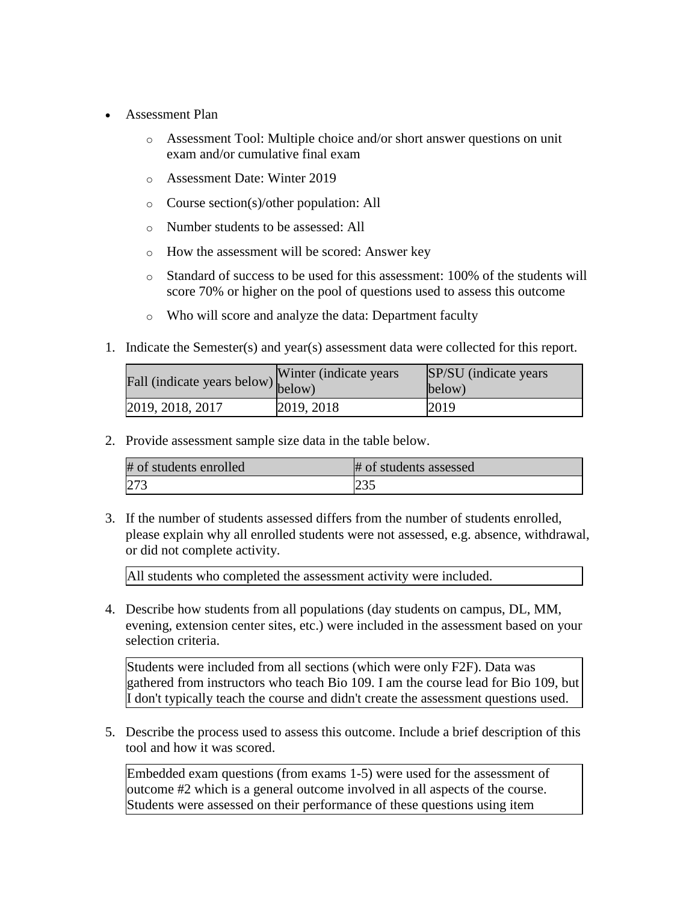- Assessment Plan
    - Assessment Tool: Multiple choice and/or short answer questions on unit exam and/or cumulative final exam
    - Assessment Date: Winter 2019
    - Course section(s)/other population: All
    - Number students to be assessed: All
    - How the assessment will be scored: Answer key
    - Standard of success to be used for this assessment: 100% of the students will score 70% or higher on the pool of questions used to assess this outcome
    - Who will score and analyze the data: Department faculty

1. Indicate the Semester(s) and year(s) assessment data were collected for this report.

| Fall (indicate years below) | Winter (indicate years below) | SP/SU (indicate years below) |
|---|---|---|
| 2019, 2018, 2017 | 2019, 2018 | 2019 |

2. Provide assessment sample size data in the table below.

| # of students enrolled | # of students assessed |
|---|---|
| 273 | 235 |

3. If the number of students assessed differs from the number of students enrolled, please explain why all enrolled students were not assessed, e.g. absence, withdrawal, or did not complete activity.

| All students who completed the assessment activity were included. |
|---|

4. Describe how students from all populations (day students on campus, DL, MM, evening, extension center sites, etc.) were included in the assessment based on your selection criteria.

| Students were included from all sections (which were only F2F). Data was gathered from instructors who teach Bio 109. I am the course lead for Bio 109, but I don't typically teach the course and didn't create the assessment questions used. |
|---|

5. Describe the process used to assess this outcome. Include a brief description of this tool and how it was scored.

| Embedded exam questions (from exams 1-5) were used for the assessment of outcome #2 which is a general outcome involved in all aspects of the course. Students were assessed on their performance of these questions using item |
|---|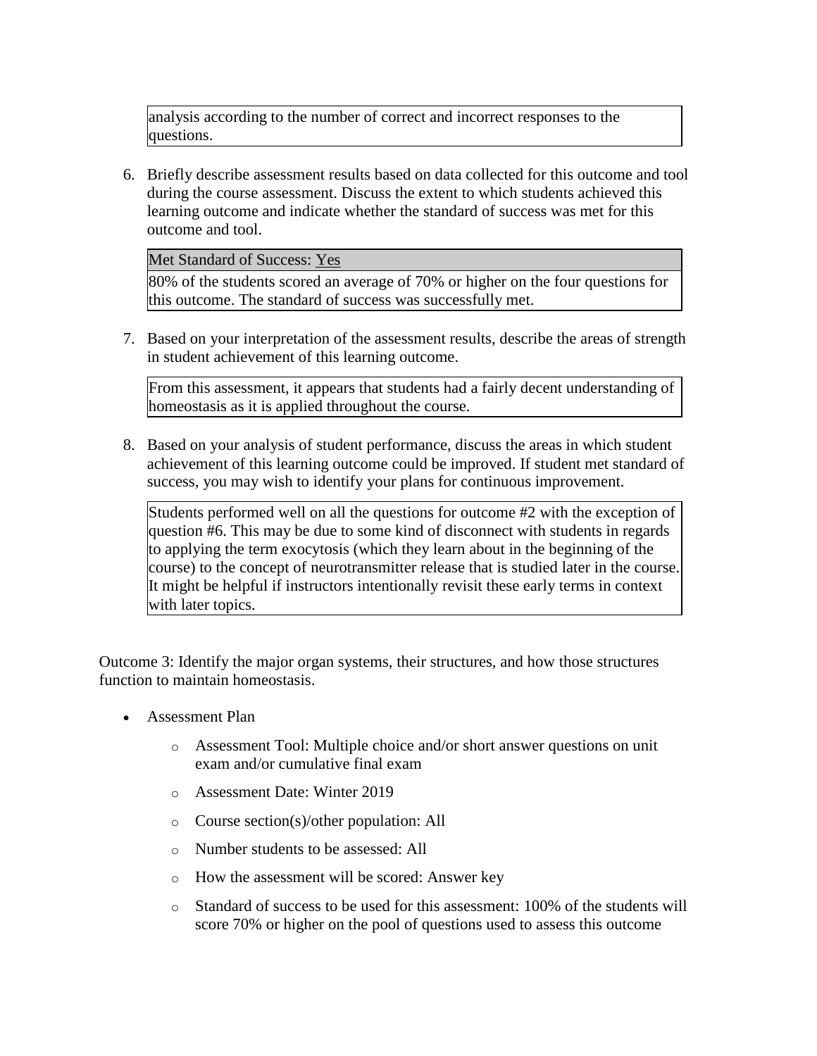analysis according to the number of correct and incorrect responses to the questions.

6. Briefly describe assessment results based on data collected for this outcome and tool during the course assessment. Discuss the extent to which students achieved this learning outcome and indicate whether the standard of success was met for this outcome and tool.

| Met Standard of Success: Yes |
| --- |
| 80% of the students scored an average of 70% or higher on the four questions for this outcome. The standard of success was successfully met. |

7. Based on your interpretation of the assessment results, describe the areas of strength in student achievement of this learning outcome.

   From this assessment, it appears that students had a fairly decent understanding of homeostasis as it is applied throughout the course.

8. Based on your analysis of student performance, discuss the areas in which student achievement of this learning outcome could be improved. If student met standard of success, you may wish to identify your plans for continuous improvement.

   Students performed well on all the questions for outcome #2 with the exception of question #6. This may be due to some kind of disconnect with students in regards to applying the term exocytosis (which they learn about in the beginning of the course) to the concept of neurotransmitter release that is studied later in the course. It might be helpful if instructors intentionally revisit these early terms in context with later topics.

Outcome 3: Identify the major organ systems, their structures, and how those structures function to maintain homeostasis.

- Assessment Plan
  - Assessment Tool: Multiple choice and/or short answer questions on unit exam and/or cumulative final exam
  - Assessment Date: Winter 2019
  - Course section(s)/other population: All
  - Number students to be assessed: All
  - How the assessment will be scored: Answer key
  - Standard of success to be used for this assessment: 100% of the students will score 70% or higher on the pool of questions used to assess this outcome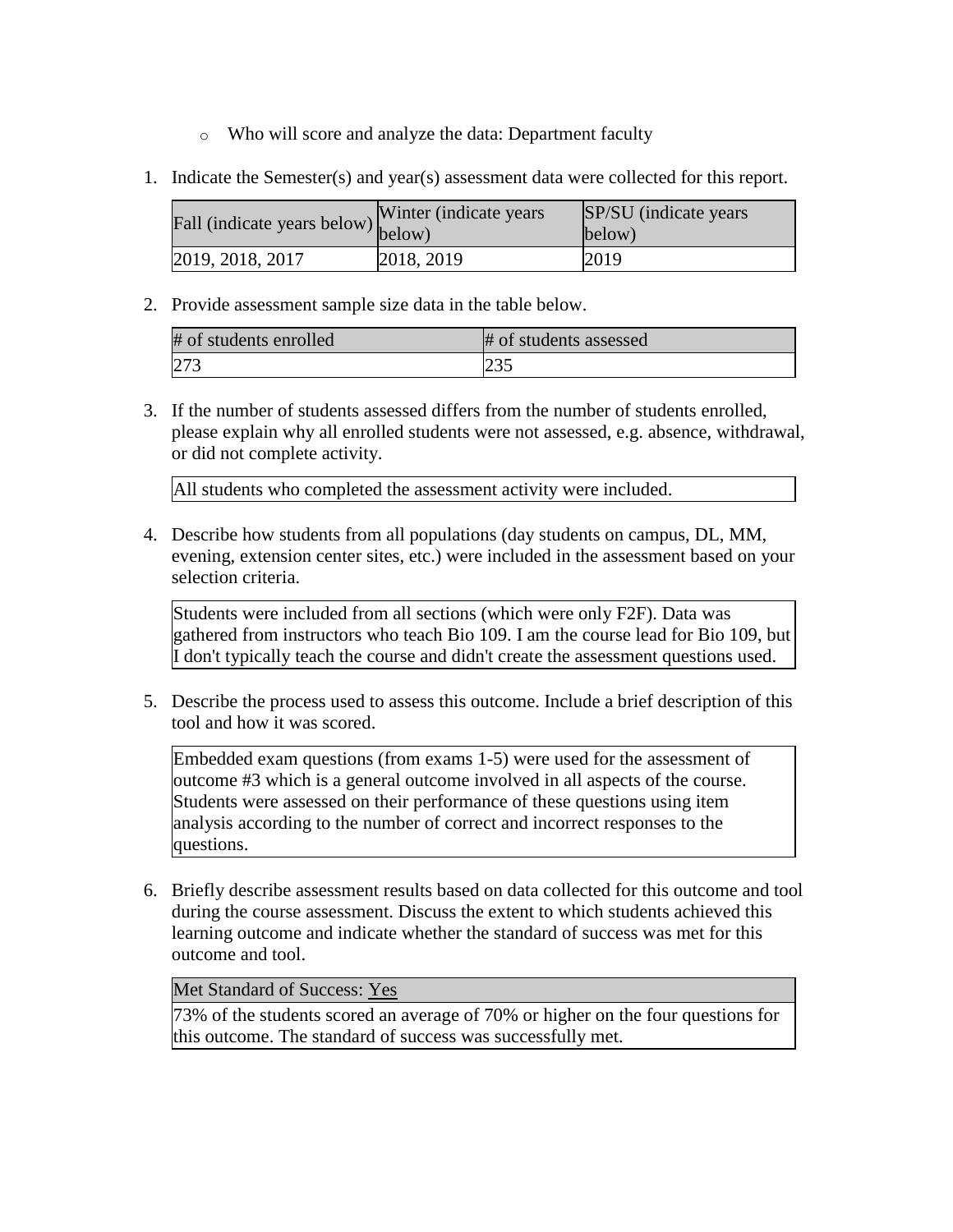- Who will score and analyze the data: Department faculty

1. Indicate the Semester(s) and year(s) assessment data were collected for this report.

| Fall (indicate years below) | Winter (indicate years below) | SP/SU (indicate years below) |
|---|---|---|
| 2019, 2018, 2017 | 2018, 2019 | 2019 |

2. Provide assessment sample size data in the table below.

| # of students enrolled | # of students assessed |
|---|---|
| 273 | 235 |

3. If the number of students assessed differs from the number of students enrolled, please explain why all enrolled students were not assessed, e.g. absence, withdrawal, or did not complete activity.

| All students who completed the assessment activity were included. |
|---|

4. Describe how students from all populations (day students on campus, DL, MM, evening, extension center sites, etc.) were included in the assessment based on your selection criteria.

| Students were included from all sections (which were only F2F). Data was gathered from instructors who teach Bio 109. I am the course lead for Bio 109, but I don't typically teach the course and didn't create the assessment questions used. |
|---|

5. Describe the process used to assess this outcome. Include a brief description of this tool and how it was scored.

| Embedded exam questions (from exams 1-5) were used for the assessment of outcome #3 which is a general outcome involved in all aspects of the course. Students were assessed on their performance of these questions using item analysis according to the number of correct and incorrect responses to the questions. |
|---|

6. Briefly describe assessment results based on data collected for this outcome and tool during the course assessment. Discuss the extent to which students achieved this learning outcome and indicate whether the standard of success was met for this outcome and tool.

| Met Standard of Success: Yes |
|---|
| 73% of the students scored an average of 70% or higher on the four questions for this outcome. The standard of success was successfully met. |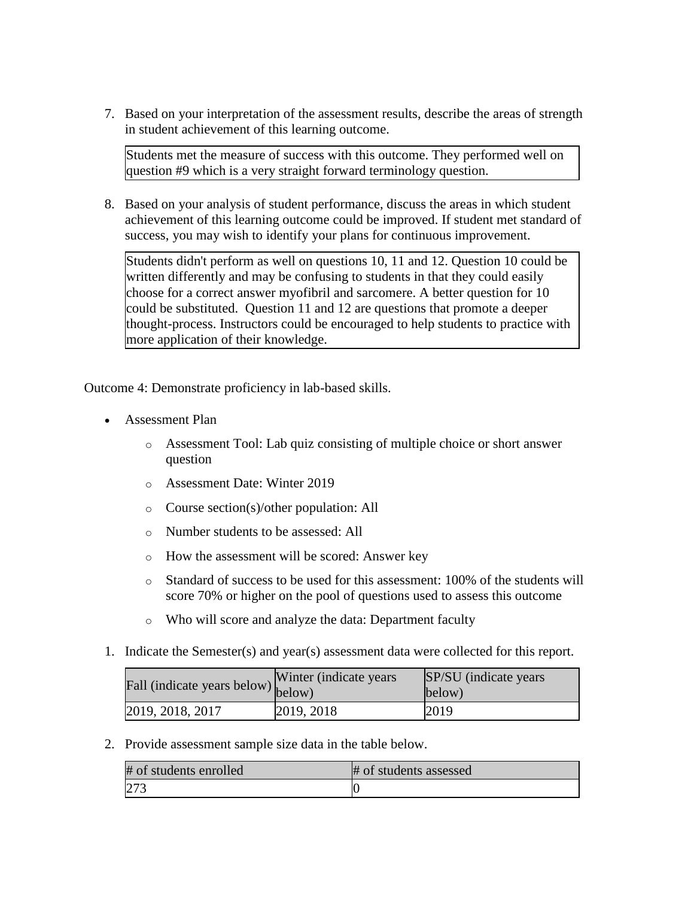7. Based on your interpretation of the assessment results, describe the areas of strength in student achievement of this learning outcome.

| Students met the measure of success with this outcome. They performed well on question #9 which is a very straight forward terminology question. |
|---|

8. Based on your analysis of student performance, discuss the areas in which student achievement of this learning outcome could be improved. If student met standard of success, you may wish to identify your plans for continuous improvement.

| Students didn't perform as well on questions 10, 11 and 12. Question 10 could be written differently and may be confusing to students in that they could easily choose for a correct answer myofibril and sarcomere. A better question for 10 could be substituted. Question 11 and 12 are questions that promote a deeper thought-process. Instructors could be encouraged to help students to practice with more application of their knowledge. |
|---|

Outcome 4: Demonstrate proficiency in lab-based skills.

- Assessment Plan
  - Assessment Tool: Lab quiz consisting of multiple choice or short answer question
  - Assessment Date: Winter 2019
  - Course section(s)/other population: All
  - Number students to be assessed: All
  - How the assessment will be scored: Answer key
  - Standard of success to be used for this assessment: 100% of the students will score 70% or higher on the pool of questions used to assess this outcome
  - Who will score and analyze the data: Department faculty

1. Indicate the Semester(s) and year(s) assessment data were collected for this report.

| Fall (indicate years below) | Winter (indicate years below) | SP/SU (indicate years below) |
|---|---|---|
| 2019, 2018, 2017 | 2019, 2018 | 2019 |

2. Provide assessment sample size data in the table below.

| # of students enrolled | # of students assessed |
|---|---|
| 273 | 0 |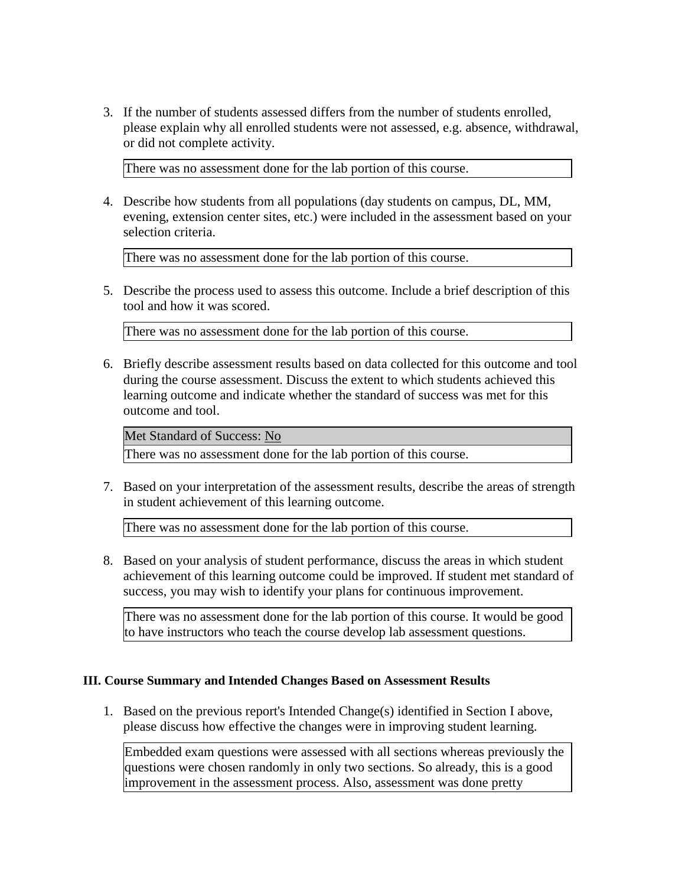3. If the number of students assessed differs from the number of students enrolled, please explain why all enrolled students were not assessed, e.g. absence, withdrawal, or did not complete activity.

   There was no assessment done for the lab portion of this course.

4. Describe how students from all populations (day students on campus, DL, MM, evening, extension center sites, etc.) were included in the assessment based on your selection criteria.

   There was no assessment done for the lab portion of this course.

5. Describe the process used to assess this outcome. Include a brief description of this tool and how it was scored.

   There was no assessment done for the lab portion of this course.

6. Briefly describe assessment results based on data collected for this outcome and tool during the course assessment. Discuss the extent to which students achieved this learning outcome and indicate whether the standard of success was met for this outcome and tool.

   Met Standard of Success: No

   There was no assessment done for the lab portion of this course.

7. Based on your interpretation of the assessment results, describe the areas of strength in student achievement of this learning outcome.

   There was no assessment done for the lab portion of this course.

8. Based on your analysis of student performance, discuss the areas in which student achievement of this learning outcome could be improved. If student met standard of success, you may wish to identify your plans for continuous improvement.

   There was no assessment done for the lab portion of this course. It would be good to have instructors who teach the course develop lab assessment questions.

### III. Course Summary and Intended Changes Based on Assessment Results

1. Based on the previous report's Intended Change(s) identified in Section I above, please discuss how effective the changes were in improving student learning.

   Embedded exam questions were assessed with all sections whereas previously the questions were chosen randomly in only two sections. So already, this is a good improvement in the assessment process. Also, assessment was done pretty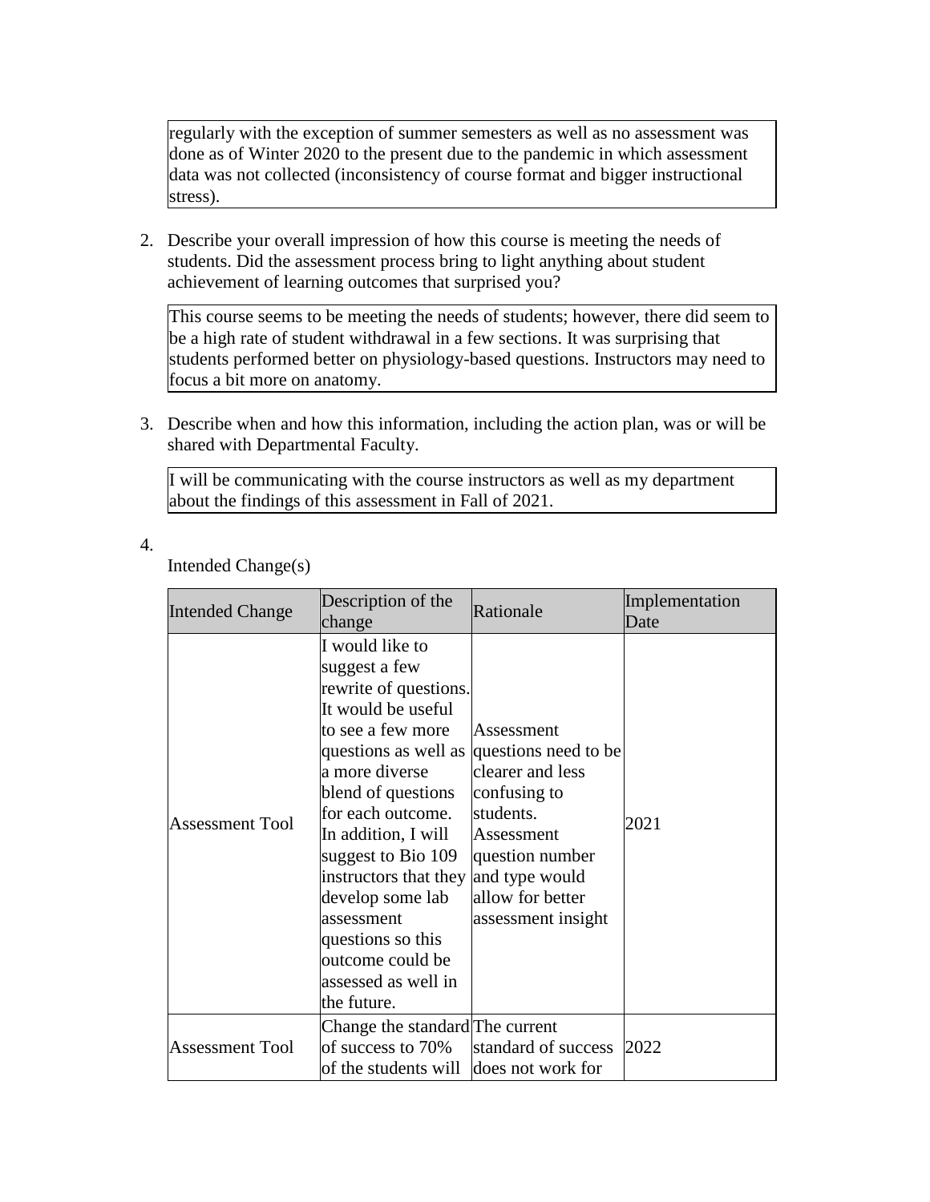regularly with the exception of summer semesters as well as no assessment was done as of Winter 2020 to the present due to the pandemic in which assessment data was not collected (inconsistency of course format and bigger instructional stress).

2. Describe your overall impression of how this course is meeting the needs of students. Did the assessment process bring to light anything about student achievement of learning outcomes that surprised you?

This course seems to be meeting the needs of students; however, there did seem to be a high rate of student withdrawal in a few sections. It was surprising that students performed better on physiology-based questions. Instructors may need to focus a bit more on anatomy.

3. Describe when and how this information, including the action plan, was or will be shared with Departmental Faculty.

I will be communicating with the course instructors as well as my department about the findings of this assessment in Fall of 2021.

4.

Intended Change(s)

| Intended Change | Description of the change | Rationale | Implementation Date |
|---|---|---|---|
| Assessment Tool | I would like to suggest a few rewrite of questions. It would be useful to see a few more questions as well as a more diverse blend of questions for each outcome. In addition, I will suggest to Bio 109 instructors that they develop some lab assessment questions so this outcome could be assessed as well in the future. | Assessment questions need to be clearer and less confusing to students. Assessment question number and type would allow for better assessment insight | 2021 |
| Assessment Tool | Change the standard of success to 70% of the students will | The current standard of success does not work for | 2022 |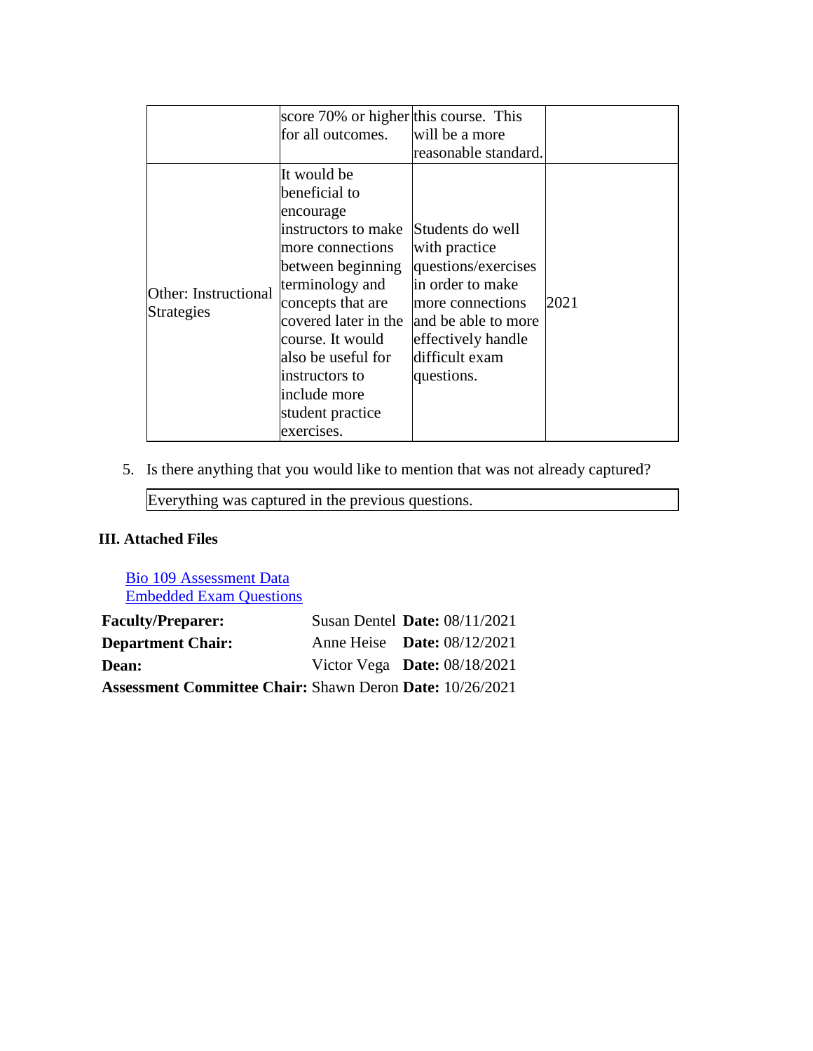| | | | |
|---|---|---|---|
| | score 70% or higher for all outcomes. | this course. This will be a more reasonable standard. | |
| Other: Instructional Strategies | It would be beneficial to encourage instructors to make more connections between beginning terminology and concepts that are covered later in the course. It would also be useful for instructors to include more student practice exercises. | Students do well with practice questions/exercises in order to make more connections and be able to more effectively handle difficult exam questions. | 2021 |

5. Is there anything that you would like to mention that was not already captured?

| |
|---|
| Everything was captured in the previous questions. |

### III. Attached Files

[Bio 109 Assessment Data](#)
[Embedded Exam Questions](#)

| | | |
|---|---|---|
| **Faculty/Preparer:** | Susan Dentel | **Date:** 08/11/2021 |
| **Department Chair:** | Anne Heise | **Date:** 08/12/2021 |
| **Dean:** | Victor Vega | **Date:** 08/18/2021 |
| **Assessment Committee Chair:** | Shawn Deron | **Date:** 10/26/2021 |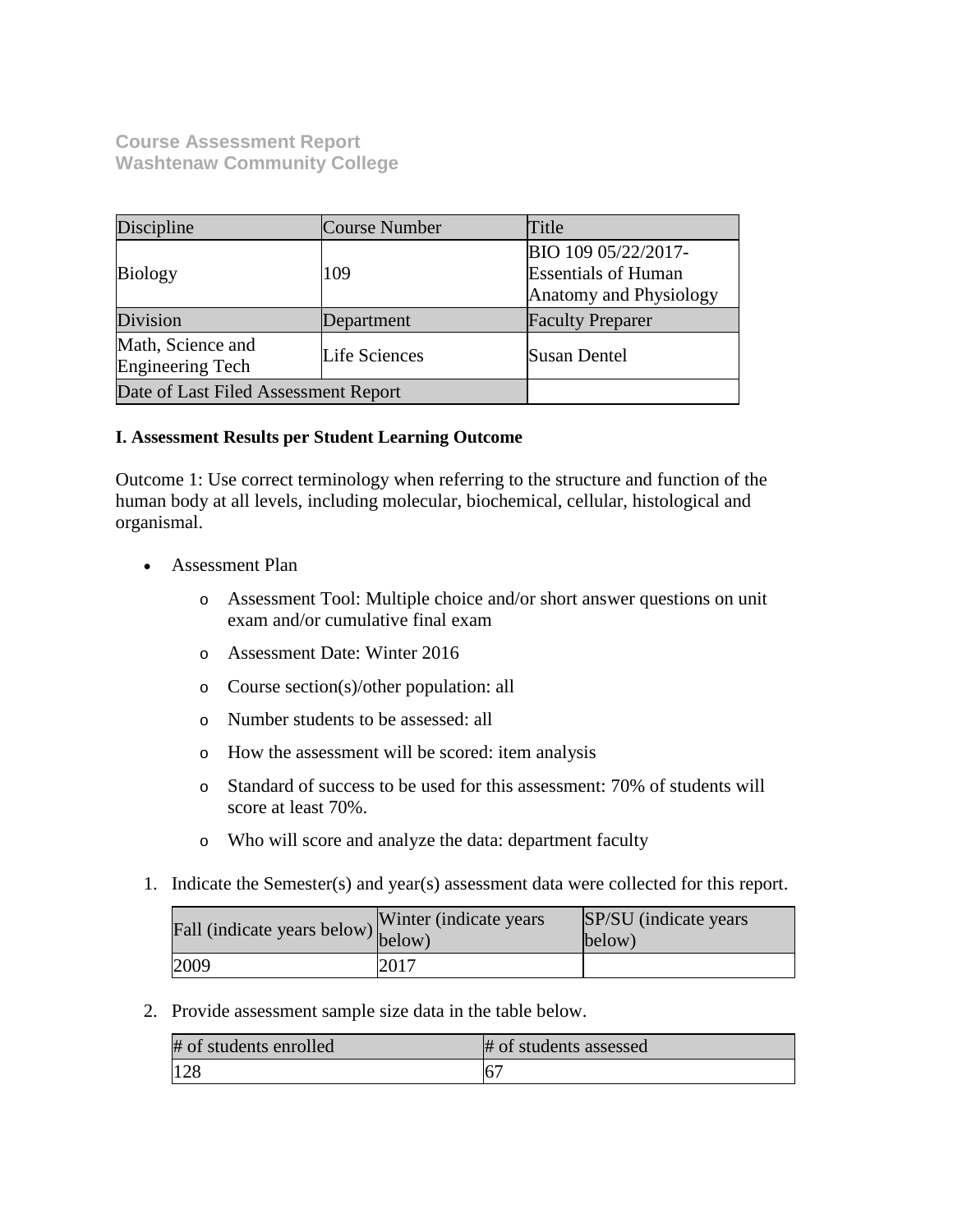**Course Assessment Report**
**Washtenaw Community College**

| Discipline | Course Number | Title |
|---|---|---|
| Biology | 109 | BIO 109 05/22/2017-Essentials of Human Anatomy and Physiology |
| Division | Department | Faculty Preparer |
| Math, Science and Engineering Tech | Life Sciences | Susan Dentel |
| Date of Last Filed Assessment Report | | |

**I. Assessment Results per Student Learning Outcome**

Outcome 1: Use correct terminology when referring to the structure and function of the human body at all levels, including molecular, biochemical, cellular, histological and organismal.

- Assessment Plan
    - Assessment Tool: Multiple choice and/or short answer questions on unit exam and/or cumulative final exam
    - Assessment Date: Winter 2016
    - Course section(s)/other population: all
    - Number students to be assessed: all
    - How the assessment will be scored: item analysis
    - Standard of success to be used for this assessment: 70% of students will score at least 70%.
    - Who will score and analyze the data: department faculty

1. Indicate the Semester(s) and year(s) assessment data were collected for this report.

| Fall (indicate years below) | Winter (indicate years below) | SP/SU (indicate years below) |
|---|---|---|
| 2009 | 2017 | |

2. Provide assessment sample size data in the table below.

| # of students enrolled | # of students assessed |
|---|---|
| 128 | 67 |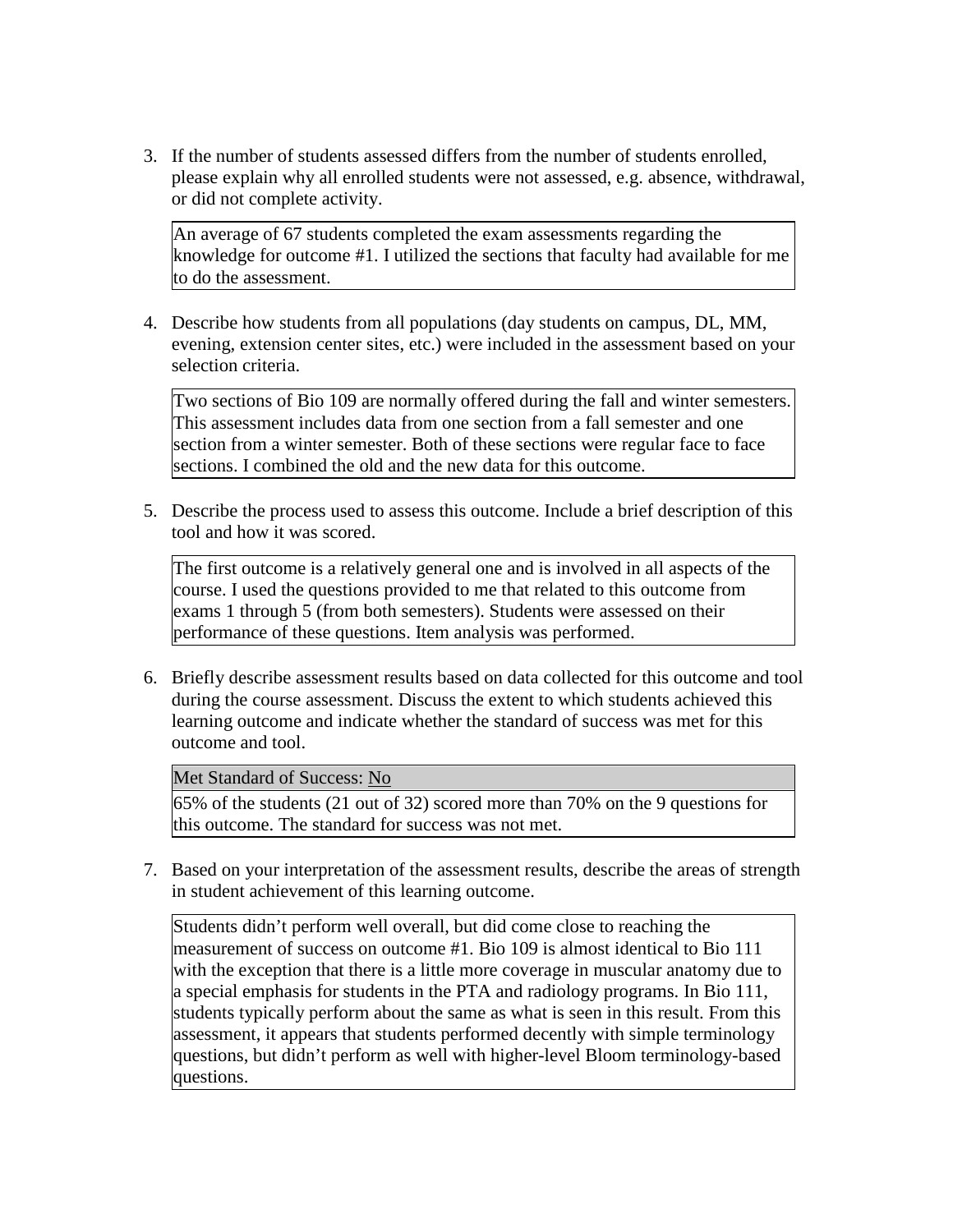3. If the number of students assessed differs from the number of students enrolled, please explain why all enrolled students were not assessed, e.g. absence, withdrawal, or did not complete activity.

   An average of 67 students completed the exam assessments regarding the knowledge for outcome #1. I utilized the sections that faculty had available for me to do the assessment.

4. Describe how students from all populations (day students on campus, DL, MM, evening, extension center sites, etc.) were included in the assessment based on your selection criteria.

   Two sections of Bio 109 are normally offered during the fall and winter semesters. This assessment includes data from one section from a fall semester and one section from a winter semester. Both of these sections were regular face to face sections. I combined the old and the new data for this outcome.

5. Describe the process used to assess this outcome. Include a brief description of this tool and how it was scored.

   The first outcome is a relatively general one and is involved in all aspects of the course. I used the questions provided to me that related to this outcome from exams 1 through 5 (from both semesters). Students were assessed on their performance of these questions. Item analysis was performed.

6. Briefly describe assessment results based on data collected for this outcome and tool during the course assessment. Discuss the extent to which students achieved this learning outcome and indicate whether the standard of success was met for this outcome and tool.

   Met Standard of Success: No

   65% of the students (21 out of 32) scored more than 70% on the 9 questions for this outcome. The standard for success was not met.

7. Based on your interpretation of the assessment results, describe the areas of strength in student achievement of this learning outcome.

   Students didn't perform well overall, but did come close to reaching the measurement of success on outcome #1. Bio 109 is almost identical to Bio 111 with the exception that there is a little more coverage in muscular anatomy due to a special emphasis for students in the PTA and radiology programs. In Bio 111, students typically perform about the same as what is seen in this result. From this assessment, it appears that students performed decently with simple terminology questions, but didn't perform as well with higher-level Bloom terminology-based questions.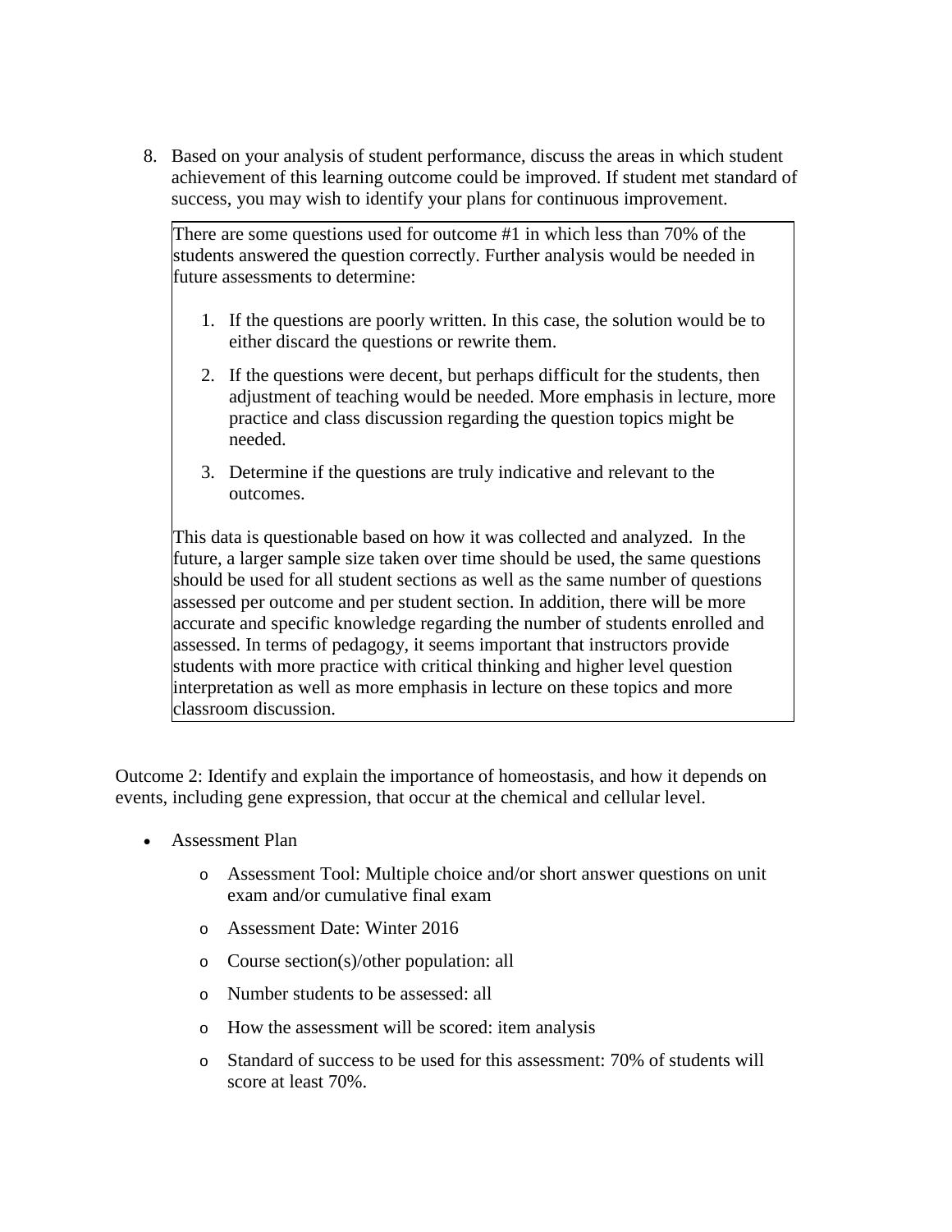8. Based on your analysis of student performance, discuss the areas in which student achievement of this learning outcome could be improved. If student met standard of success, you may wish to identify your plans for continuous improvement.

   There are some questions used for outcome #1 in which less than 70% of the students answered the question correctly. Further analysis would be needed in future assessments to determine:

   1. If the questions are poorly written. In this case, the solution would be to either discard the questions or rewrite them.
   2. If the questions were decent, but perhaps difficult for the students, then adjustment of teaching would be needed. More emphasis in lecture, more practice and class discussion regarding the question topics might be needed.
   3. Determine if the questions are truly indicative and relevant to the outcomes.

   This data is questionable based on how it was collected and analyzed. In the future, a larger sample size taken over time should be used, the same questions should be used for all student sections as well as the same number of questions assessed per outcome and per student section. In addition, there will be more accurate and specific knowledge regarding the number of students enrolled and assessed. In terms of pedagogy, it seems important that instructors provide students with more practice with critical thinking and higher level question interpretation as well as more emphasis in lecture on these topics and more classroom discussion.

Outcome 2: Identify and explain the importance of homeostasis, and how it depends on events, including gene expression, that occur at the chemical and cellular level.

- Assessment Plan
  - Assessment Tool: Multiple choice and/or short answer questions on unit exam and/or cumulative final exam
  - Assessment Date: Winter 2016
  - Course section(s)/other population: all
  - Number students to be assessed: all
  - How the assessment will be scored: item analysis
  - Standard of success to be used for this assessment: 70% of students will score at least 70%.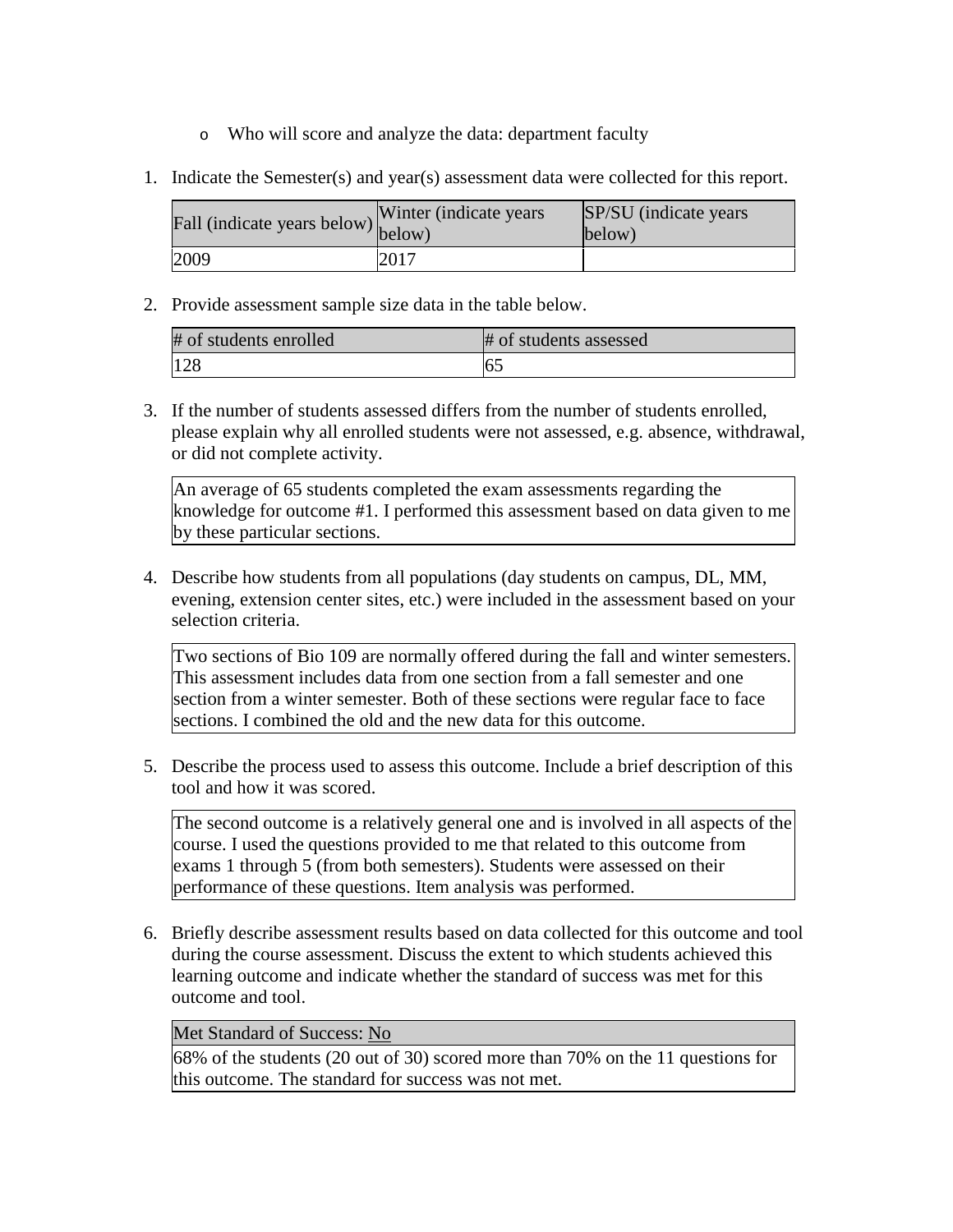- Who will score and analyze the data: department faculty

1. Indicate the Semester(s) and year(s) assessment data were collected for this report.

| Fall (indicate years below) | Winter (indicate years below) | SP/SU (indicate years below) |
|---|---|---|
| 2009 | 2017 | |

2. Provide assessment sample size data in the table below.

| # of students enrolled | # of students assessed |
|---|---|
| 128 | 65 |

3. If the number of students assessed differs from the number of students enrolled, please explain why all enrolled students were not assessed, e.g. absence, withdrawal, or did not complete activity.

| An average of 65 students completed the exam assessments regarding the knowledge for outcome #1. I performed this assessment based on data given to me by these particular sections. |
|---|

4. Describe how students from all populations (day students on campus, DL, MM, evening, extension center sites, etc.) were included in the assessment based on your selection criteria.

| Two sections of Bio 109 are normally offered during the fall and winter semesters. This assessment includes data from one section from a fall semester and one section from a winter semester. Both of these sections were regular face to face sections. I combined the old and the new data for this outcome. |
|---|

5. Describe the process used to assess this outcome. Include a brief description of this tool and how it was scored.

| The second outcome is a relatively general one and is involved in all aspects of the course. I used the questions provided to me that related to this outcome from exams 1 through 5 (from both semesters). Students were assessed on their performance of these questions. Item analysis was performed. |
|---|

6. Briefly describe assessment results based on data collected for this outcome and tool during the course assessment. Discuss the extent to which students achieved this learning outcome and indicate whether the standard of success was met for this outcome and tool.

| Met Standard of Success: No |
|---|
| 68% of the students (20 out of 30) scored more than 70% on the 11 questions for this outcome. The standard for success was not met. |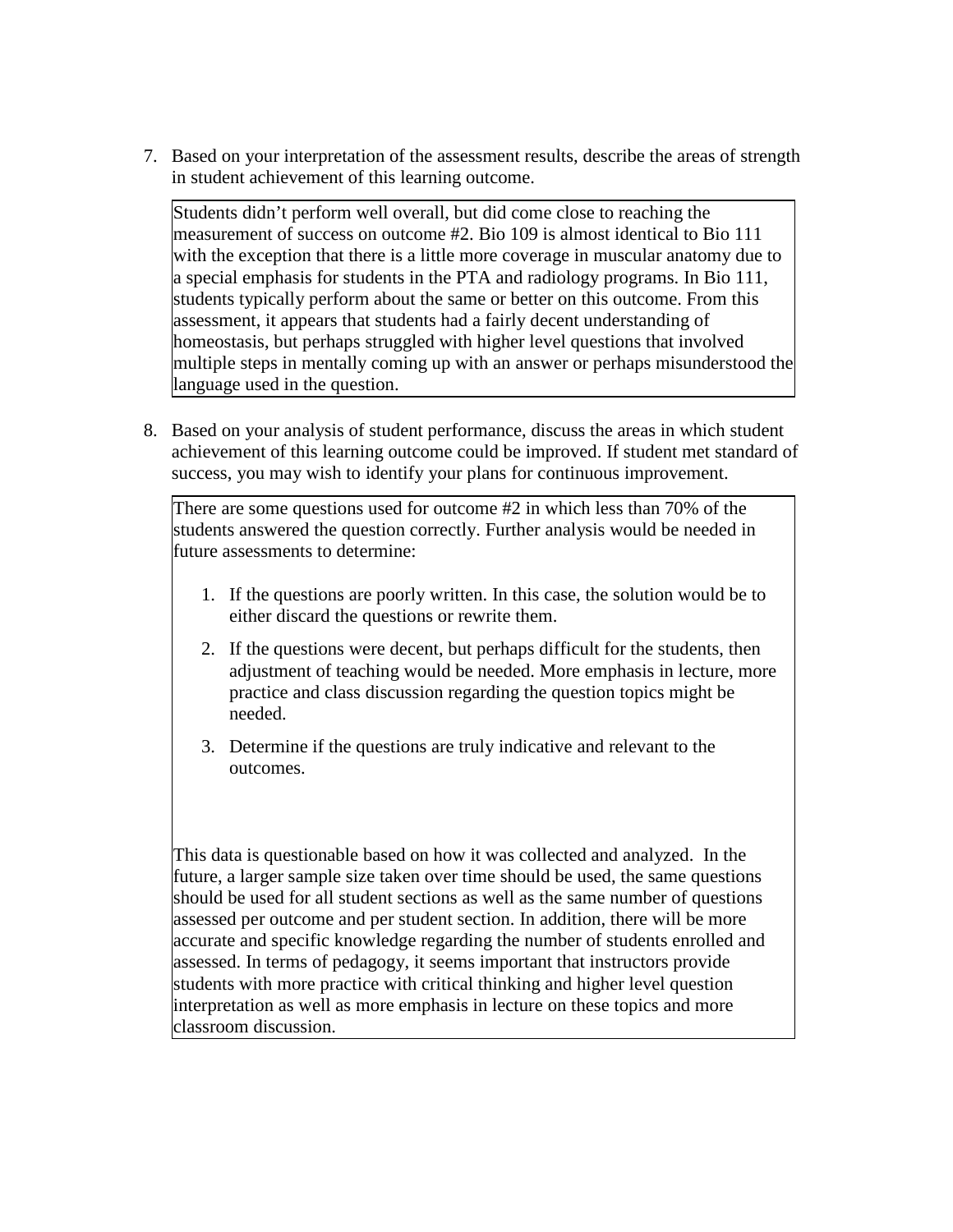7. Based on your interpretation of the assessment results, describe the areas of strength in student achievement of this learning outcome.

   Students didn't perform well overall, but did come close to reaching the measurement of success on outcome #2. Bio 109 is almost identical to Bio 111 with the exception that there is a little more coverage in muscular anatomy due to a special emphasis for students in the PTA and radiology programs. In Bio 111, students typically perform about the same or better on this outcome. From this assessment, it appears that students had a fairly decent understanding of homeostasis, but perhaps struggled with higher level questions that involved multiple steps in mentally coming up with an answer or perhaps misunderstood the language used in the question.

8. Based on your analysis of student performance, discuss the areas in which student achievement of this learning outcome could be improved. If student met standard of success, you may wish to identify your plans for continuous improvement.

   There are some questions used for outcome #2 in which less than 70% of the students answered the question correctly. Further analysis would be needed in future assessments to determine:

   1. If the questions are poorly written. In this case, the solution would be to either discard the questions or rewrite them.
   2. If the questions were decent, but perhaps difficult for the students, then adjustment of teaching would be needed. More emphasis in lecture, more practice and class discussion regarding the question topics might be needed.
   3. Determine if the questions are truly indicative and relevant to the outcomes.

   This data is questionable based on how it was collected and analyzed. In the future, a larger sample size taken over time should be used, the same questions should be used for all student sections as well as the same number of questions assessed per outcome and per student section. In addition, there will be more accurate and specific knowledge regarding the number of students enrolled and assessed. In terms of pedagogy, it seems important that instructors provide students with more practice with critical thinking and higher level question interpretation as well as more emphasis in lecture on these topics and more classroom discussion.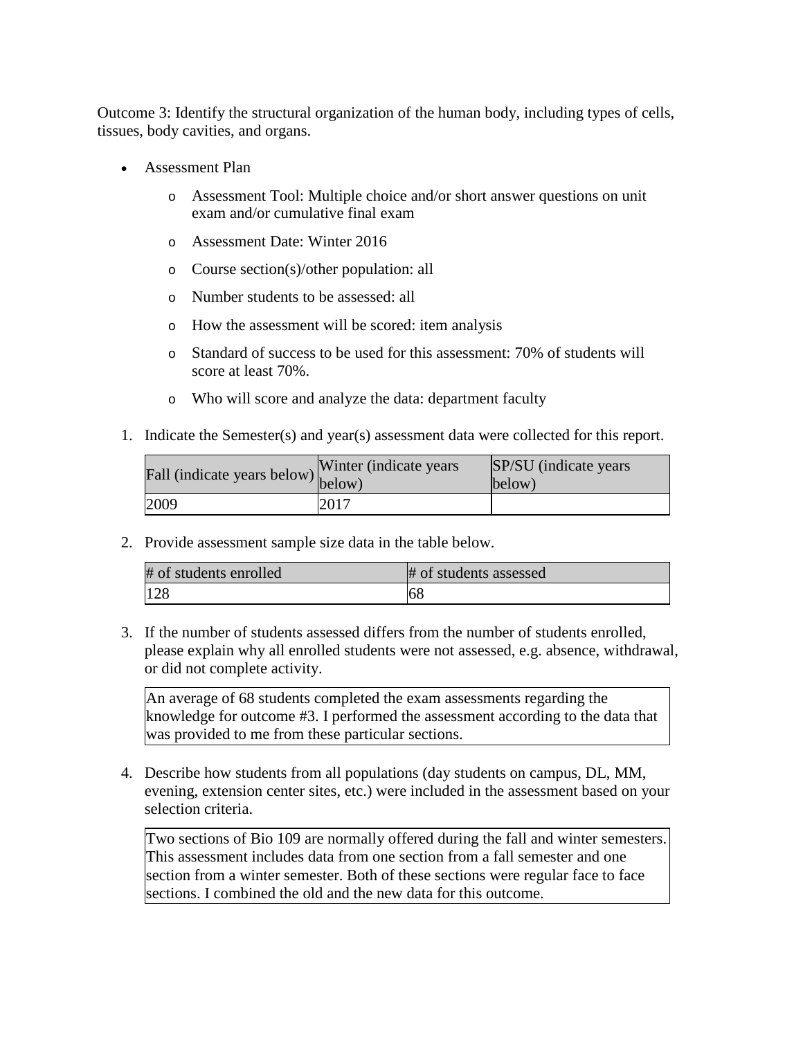Outcome 3: Identify the structural organization of the human body, including types of cells, tissues, body cavities, and organs.

- Assessment Plan
  - Assessment Tool: Multiple choice and/or short answer questions on unit exam and/or cumulative final exam
  - Assessment Date: Winter 2016
  - Course section(s)/other population: all
  - Number students to be assessed: all
  - How the assessment will be scored: item analysis
  - Standard of success to be used for this assessment: 70% of students will score at least 70%.
  - Who will score and analyze the data: department faculty

1. Indicate the Semester(s) and year(s) assessment data were collected for this report.

| Fall (indicate years below) | Winter (indicate years below) | SP/SU (indicate years below) |
|---|---|---|
| 2009 | 2017 | |

2. Provide assessment sample size data in the table below.

| # of students enrolled | # of students assessed |
|---|---|
| 128 | 68 |

3. If the number of students assessed differs from the number of students enrolled, please explain why all enrolled students were not assessed, e.g. absence, withdrawal, or did not complete activity.

An average of 68 students completed the exam assessments regarding the knowledge for outcome #3. I performed the assessment according to the data that was provided to me from these particular sections.

4. Describe how students from all populations (day students on campus, DL, MM, evening, extension center sites, etc.) were included in the assessment based on your selection criteria.

Two sections of Bio 109 are normally offered during the fall and winter semesters. This assessment includes data from one section from a fall semester and one section from a winter semester. Both of these sections were regular face to face sections. I combined the old and the new data for this outcome.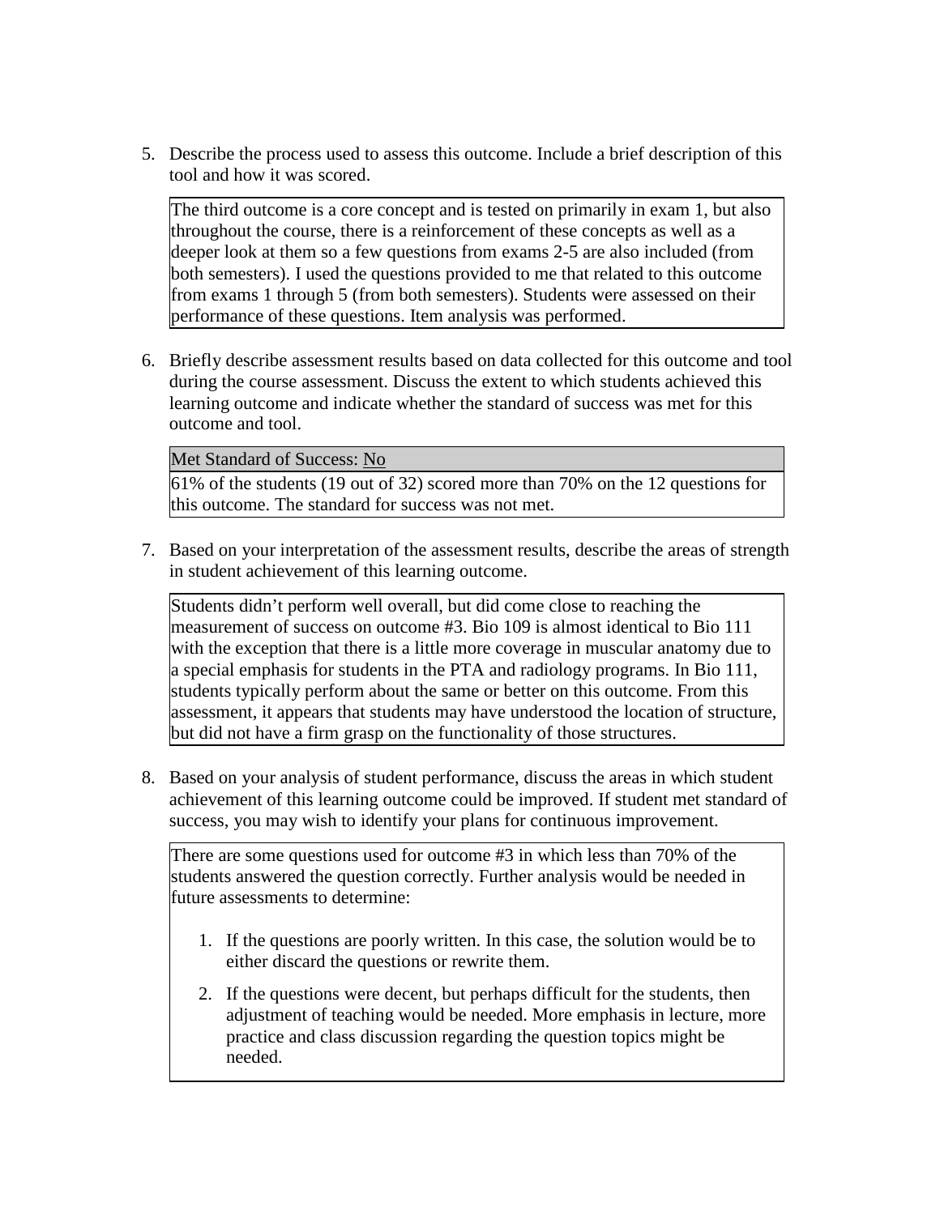5. Describe the process used to assess this outcome. Include a brief description of this tool and how it was scored.

   The third outcome is a core concept and is tested on primarily in exam 1, but also throughout the course, there is a reinforcement of these concepts as well as a deeper look at them so a few questions from exams 2-5 are also included (from both semesters). I used the questions provided to me that related to this outcome from exams 1 through 5 (from both semesters). Students were assessed on their performance of these questions. Item analysis was performed.

6. Briefly describe assessment results based on data collected for this outcome and tool during the course assessment. Discuss the extent to which students achieved this learning outcome and indicate whether the standard of success was met for this outcome and tool.

   | Met Standard of Success: No |
   | --- |
   | 61% of the students (19 out of 32) scored more than 70% on the 12 questions for this outcome. The standard for success was not met. |

7. Based on your interpretation of the assessment results, describe the areas of strength in student achievement of this learning outcome.

   Students didn't perform well overall, but did come close to reaching the measurement of success on outcome #3. Bio 109 is almost identical to Bio 111 with the exception that there is a little more coverage in muscular anatomy due to a special emphasis for students in the PTA and radiology programs. In Bio 111, students typically perform about the same or better on this outcome. From this assessment, it appears that students may have understood the location of structure, but did not have a firm grasp on the functionality of those structures.

8. Based on your analysis of student performance, discuss the areas in which student achievement of this learning outcome could be improved. If student met standard of success, you may wish to identify your plans for continuous improvement.

   There are some questions used for outcome #3 in which less than 70% of the students answered the question correctly. Further analysis would be needed in future assessments to determine:

   1. If the questions are poorly written. In this case, the solution would be to either discard the questions or rewrite them.
   2. If the questions were decent, but perhaps difficult for the students, then adjustment of teaching would be needed. More emphasis in lecture, more practice and class discussion regarding the question topics might be needed.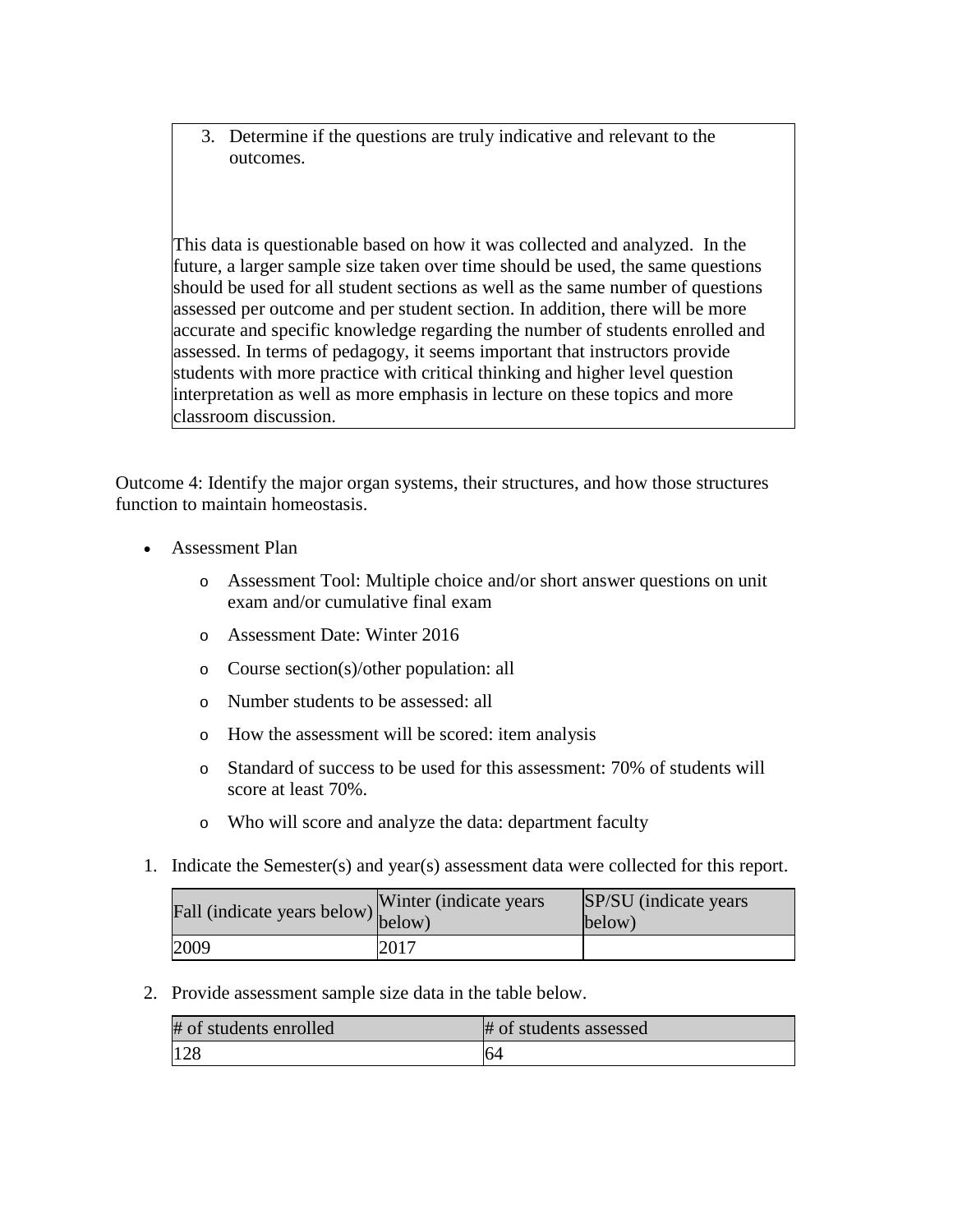3. Determine if the questions are truly indicative and relevant to the outcomes.

This data is questionable based on how it was collected and analyzed. In the future, a larger sample size taken over time should be used, the same questions should be used for all student sections as well as the same number of questions assessed per outcome and per student section. In addition, there will be more accurate and specific knowledge regarding the number of students enrolled and assessed. In terms of pedagogy, it seems important that instructors provide students with more practice with critical thinking and higher level question interpretation as well as more emphasis in lecture on these topics and more classroom discussion.

Outcome 4: Identify the major organ systems, their structures, and how those structures function to maintain homeostasis.

- Assessment Plan
  - Assessment Tool: Multiple choice and/or short answer questions on unit exam and/or cumulative final exam
  - Assessment Date: Winter 2016
  - Course section(s)/other population: all
  - Number students to be assessed: all
  - How the assessment will be scored: item analysis
  - Standard of success to be used for this assessment: 70% of students will score at least 70%.
  - Who will score and analyze the data: department faculty

1. Indicate the Semester(s) and year(s) assessment data were collected for this report.

| Fall (indicate years below) | Winter (indicate years below) | SP/SU (indicate years below) |
|---|---|---|
| 2009 | 2017 | |

2. Provide assessment sample size data in the table below.

| # of students enrolled | # of students assessed |
|---|---|
| 128 | 64 |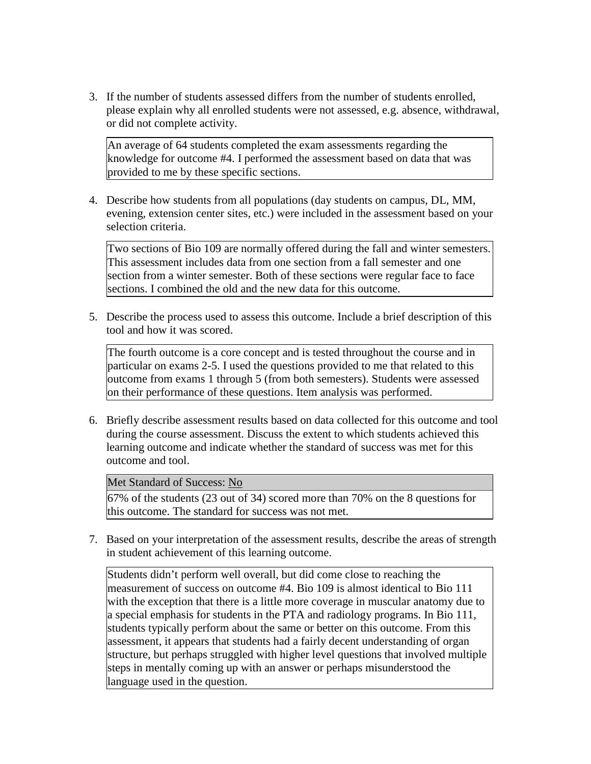3. If the number of students assessed differs from the number of students enrolled, please explain why all enrolled students were not assessed, e.g. absence, withdrawal, or did not complete activity.

   An average of 64 students completed the exam assessments regarding the knowledge for outcome #4. I performed the assessment based on data that was provided to me by these specific sections.

4. Describe how students from all populations (day students on campus, DL, MM, evening, extension center sites, etc.) were included in the assessment based on your selection criteria.

   Two sections of Bio 109 are normally offered during the fall and winter semesters. This assessment includes data from one section from a fall semester and one section from a winter semester. Both of these sections were regular face to face sections. I combined the old and the new data for this outcome.

5. Describe the process used to assess this outcome. Include a brief description of this tool and how it was scored.

   The fourth outcome is a core concept and is tested throughout the course and in particular on exams 2-5. I used the questions provided to me that related to this outcome from exams 1 through 5 (from both semesters). Students were assessed on their performance of these questions. Item analysis was performed.

6. Briefly describe assessment results based on data collected for this outcome and tool during the course assessment. Discuss the extent to which students achieved this learning outcome and indicate whether the standard of success was met for this outcome and tool.

   Met Standard of Success: No

   67% of the students (23 out of 34) scored more than 70% on the 8 questions for this outcome. The standard for success was not met.

7. Based on your interpretation of the assessment results, describe the areas of strength in student achievement of this learning outcome.

   Students didn't perform well overall, but did come close to reaching the measurement of success on outcome #4. Bio 109 is almost identical to Bio 111 with the exception that there is a little more coverage in muscular anatomy due to a special emphasis for students in the PTA and radiology programs. In Bio 111, students typically perform about the same or better on this outcome. From this assessment, it appears that students had a fairly decent understanding of organ structure, but perhaps struggled with higher level questions that involved multiple steps in mentally coming up with an answer or perhaps misunderstood the language used in the question.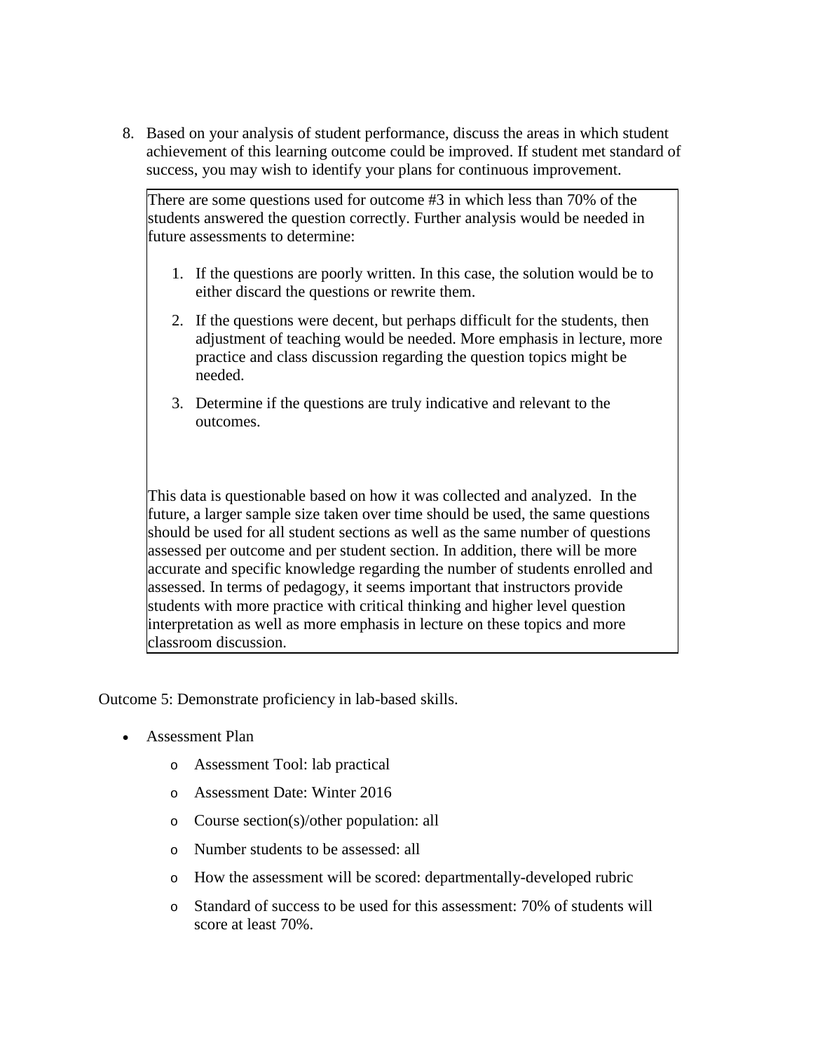8. Based on your analysis of student performance, discuss the areas in which student achievement of this learning outcome could be improved. If student met standard of success, you may wish to identify your plans for continuous improvement.

   There are some questions used for outcome #3 in which less than 70% of the students answered the question correctly. Further analysis would be needed in future assessments to determine:

   1. If the questions are poorly written. In this case, the solution would be to either discard the questions or rewrite them.
   2. If the questions were decent, but perhaps difficult for the students, then adjustment of teaching would be needed. More emphasis in lecture, more practice and class discussion regarding the question topics might be needed.
   3. Determine if the questions are truly indicative and relevant to the outcomes.

   This data is questionable based on how it was collected and analyzed. In the future, a larger sample size taken over time should be used, the same questions should be used for all student sections as well as the same number of questions assessed per outcome and per student section. In addition, there will be more accurate and specific knowledge regarding the number of students enrolled and assessed. In terms of pedagogy, it seems important that instructors provide students with more practice with critical thinking and higher level question interpretation as well as more emphasis in lecture on these topics and more classroom discussion.

Outcome 5: Demonstrate proficiency in lab-based skills.

- Assessment Plan
  - Assessment Tool: lab practical
  - Assessment Date: Winter 2016
  - Course section(s)/other population: all
  - Number students to be assessed: all
  - How the assessment will be scored: departmentally-developed rubric
  - Standard of success to be used for this assessment: 70% of students will score at least 70%.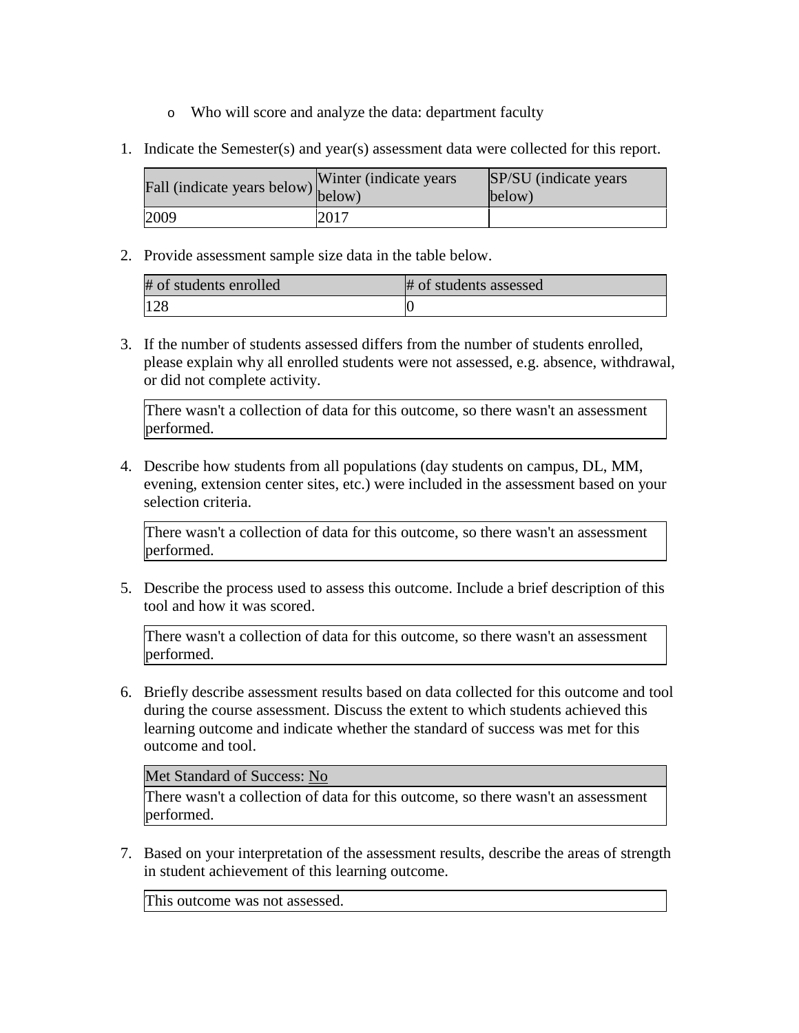- Who will score and analyze the data: department faculty

1. Indicate the Semester(s) and year(s) assessment data were collected for this report.

| Fall (indicate years below) | Winter (indicate years below) | SP/SU (indicate years below) |
| --- | --- | --- |
| 2009 | 2017 | |

2. Provide assessment sample size data in the table below.

| # of students enrolled | # of students assessed |
| --- | --- |
| 128 | 0 |

3. If the number of students assessed differs from the number of students enrolled, please explain why all enrolled students were not assessed, e.g. absence, withdrawal, or did not complete activity.

| There wasn't a collection of data for this outcome, so there wasn't an assessment performed. |
| --- |

4. Describe how students from all populations (day students on campus, DL, MM, evening, extension center sites, etc.) were included in the assessment based on your selection criteria.

| There wasn't a collection of data for this outcome, so there wasn't an assessment performed. |
| --- |

5. Describe the process used to assess this outcome. Include a brief description of this tool and how it was scored.

| There wasn't a collection of data for this outcome, so there wasn't an assessment performed. |
| --- |

6. Briefly describe assessment results based on data collected for this outcome and tool during the course assessment. Discuss the extent to which students achieved this learning outcome and indicate whether the standard of success was met for this outcome and tool.

| Met Standard of Success: No |
| --- |
| There wasn't a collection of data for this outcome, so there wasn't an assessment performed. |

7. Based on your interpretation of the assessment results, describe the areas of strength in student achievement of this learning outcome.

| This outcome was not assessed. |
| --- |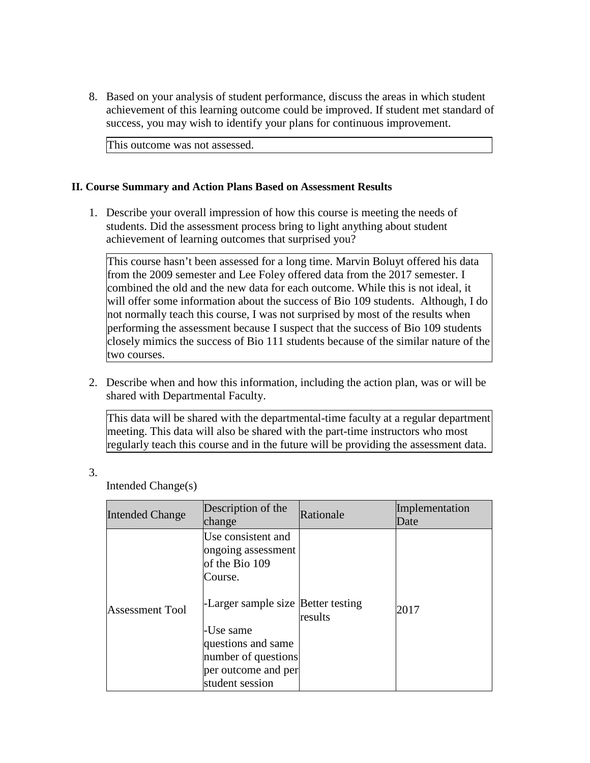8. Based on your analysis of student performance, discuss the areas in which student achievement of this learning outcome could be improved. If student met standard of success, you may wish to identify your plans for continuous improvement.

   This outcome was not assessed.

### II. Course Summary and Action Plans Based on Assessment Results

1. Describe your overall impression of how this course is meeting the needs of students. Did the assessment process bring to light anything about student achievement of learning outcomes that surprised you?

   This course hasn't been assessed for a long time. Marvin Boluyt offered his data from the 2009 semester and Lee Foley offered data from the 2017 semester. I combined the old and the new data for each outcome. While this is not ideal, it will offer some information about the success of Bio 109 students. Although, I do not normally teach this course, I was not surprised by most of the results when performing the assessment because I suspect that the success of Bio 109 students closely mimics the success of Bio 111 students because of the similar nature of the two courses.

2. Describe when and how this information, including the action plan, was or will be shared with Departmental Faculty.

   This data will be shared with the departmental-time faculty at a regular department meeting. This data will also be shared with the part-time instructors who most regularly teach this course and in the future will be providing the assessment data.

3. Intended Change(s)

| Intended Change | Description of the change | Rationale | Implementation Date |
|---|---|---|---|
| Assessment Tool | Use consistent and ongoing assessment of the Bio 109 Course.<br><br>-Larger sample size<br><br>-Use same questions and same number of questions per outcome and per student session | Better testing results | 2017 |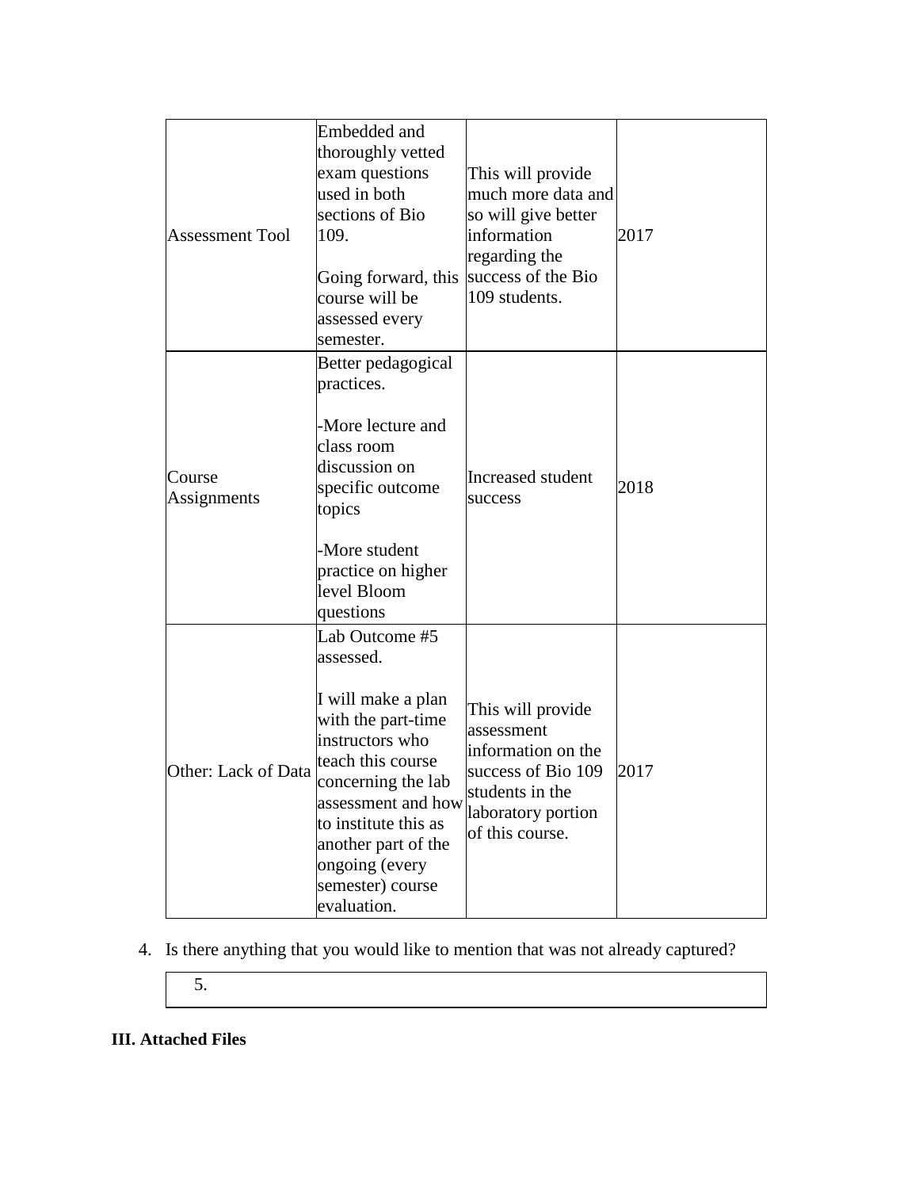| | | | |
|---|---|---|---|
| Assessment Tool | Embedded and thoroughly vetted exam questions used in both sections of Bio 109.<br><br>Going forward, this course will be assessed every semester. | This will provide much more data and so will give better information regarding the success of the Bio 109 students. | 2017 |
| Course Assignments | Better pedagogical practices.<br><br>-More lecture and class room discussion on specific outcome topics<br><br>-More student practice on higher level Bloom questions | Increased student success | 2018 |
| Other: Lack of Data | Lab Outcome #5 assessed.<br><br>I will make a plan with the part-time instructors who teach this course concerning the lab assessment and how to institute this as another part of the ongoing (every semester) course evaluation. | This will provide assessment information on the success of Bio 109 students in the laboratory portion of this course. | 2017 |

4. Is there anything that you would like to mention that was not already captured?

| 5. |
|---|

**III. Attached Files**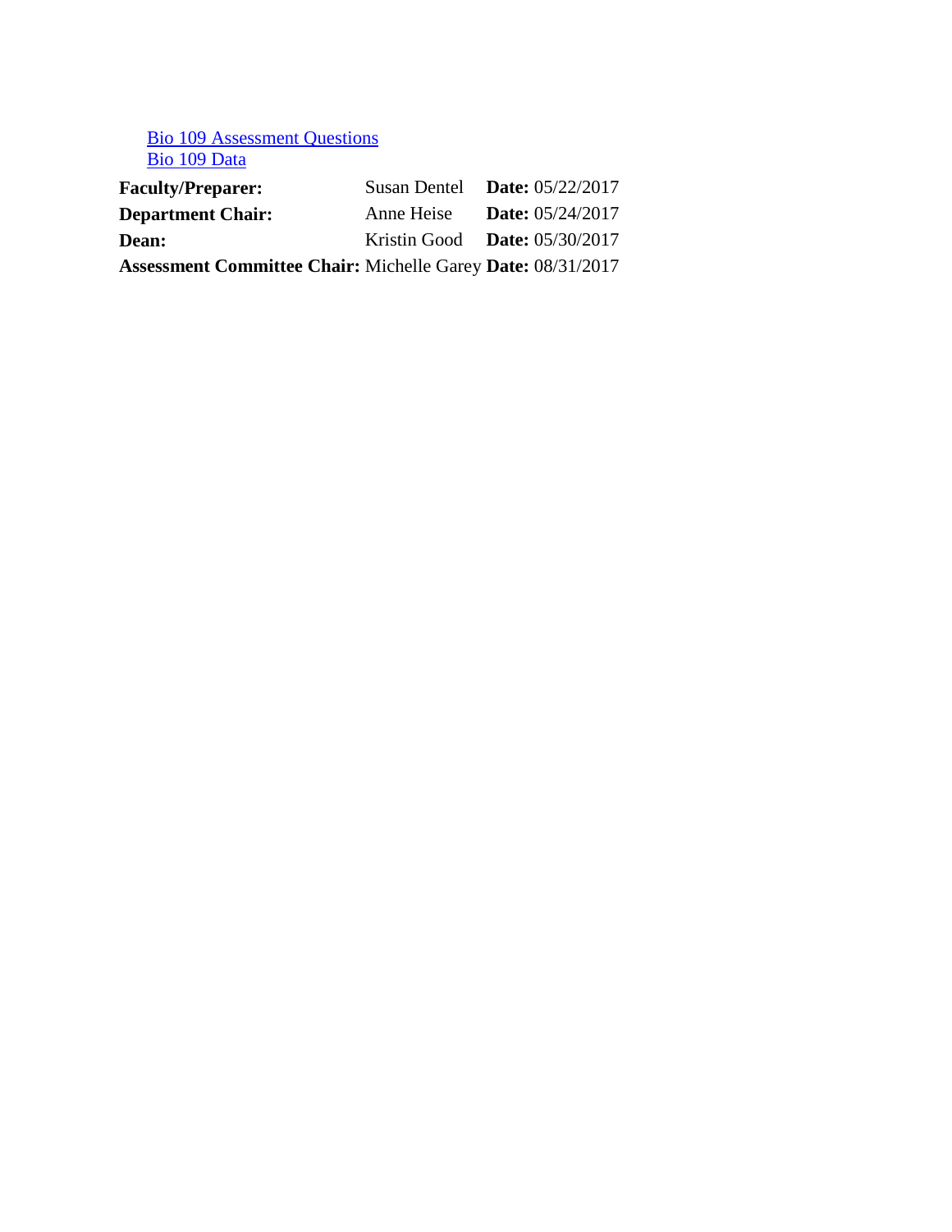[Bio 109 Assessment Questions]
[Bio 109 Data]

| | | |
|---|---|---|
| **Faculty/Preparer:** | Susan Dentel | **Date:** 05/22/2017 |
| **Department Chair:** | Anne Heise | **Date:** 05/24/2017 |
| **Dean:** | Kristin Good | **Date:** 05/30/2017 |
| **Assessment Committee Chair:** | Michelle Garey | **Date:** 08/31/2017 |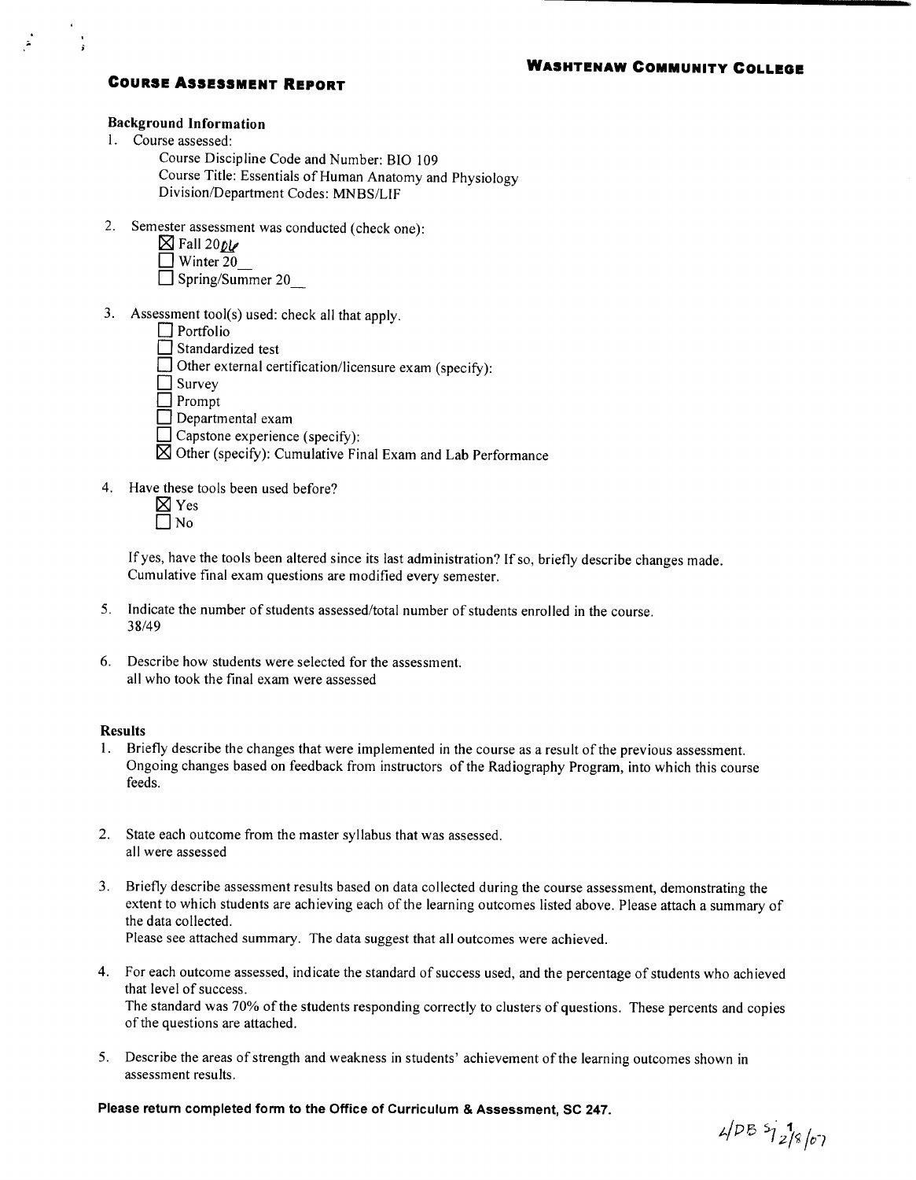# WASHTENAW COMMUNITY COLLEGE

## COURSE ASSESSMENT REPORT

**Background Information**

1. Course assessed:
   - Course Discipline Code and Number: BIO 109
   - Course Title: Essentials of Human Anatomy and Physiology
   - Division/Department Codes: MNBS/LIF

2. Semester assessment was conducted (check one):
   - ☒ Fall 2006
   - ☐ Winter 20__
   - ☐ Spring/Summer 20__

3. Assessment tool(s) used: check all that apply.
   - ☐ Portfolio
   - ☐ Standardized test
   - ☐ Other external certification/licensure exam (specify):
   - ☐ Survey
   - ☐ Prompt
   - ☐ Departmental exam
   - ☐ Capstone experience (specify):
   - ☒ Other (specify): Cumulative Final Exam and Lab Performance

4. Have these tools been used before?
   - ☒ Yes
   - ☐ No

   If yes, have the tools been altered since its last administration? If so, briefly describe changes made.
   Cumulative final exam questions are modified every semester.

5. Indicate the number of students assessed/total number of students enrolled in the course.
   38/49

6. Describe how students were selected for the assessment.
   all who took the final exam were assessed

**Results**

1. Briefly describe the changes that were implemented in the course as a result of the previous assessment.
   Ongoing changes based on feedback from instructors of the Radiography Program, into which this course feeds.

2. State each outcome from the master syllabus that was assessed.
   all were assessed

3. Briefly describe assessment results based on data collected during the course assessment, demonstrating the extent to which students are achieving each of the learning outcomes listed above. Please attach a summary of the data collected.
   Please see attached summary. The data suggest that all outcomes were achieved.

4. For each outcome assessed, indicate the standard of success used, and the percentage of students who achieved that level of success.
   The standard was 70% of the students responding correctly to clusters of questions. These percents and copies of the questions are attached.

5. Describe the areas of strength and weakness in students' achievement of the learning outcomes shown in assessment results.

**Please return completed form to the Office of Curriculum & Assessment, SC 247.**

4/DB 5/12/8/07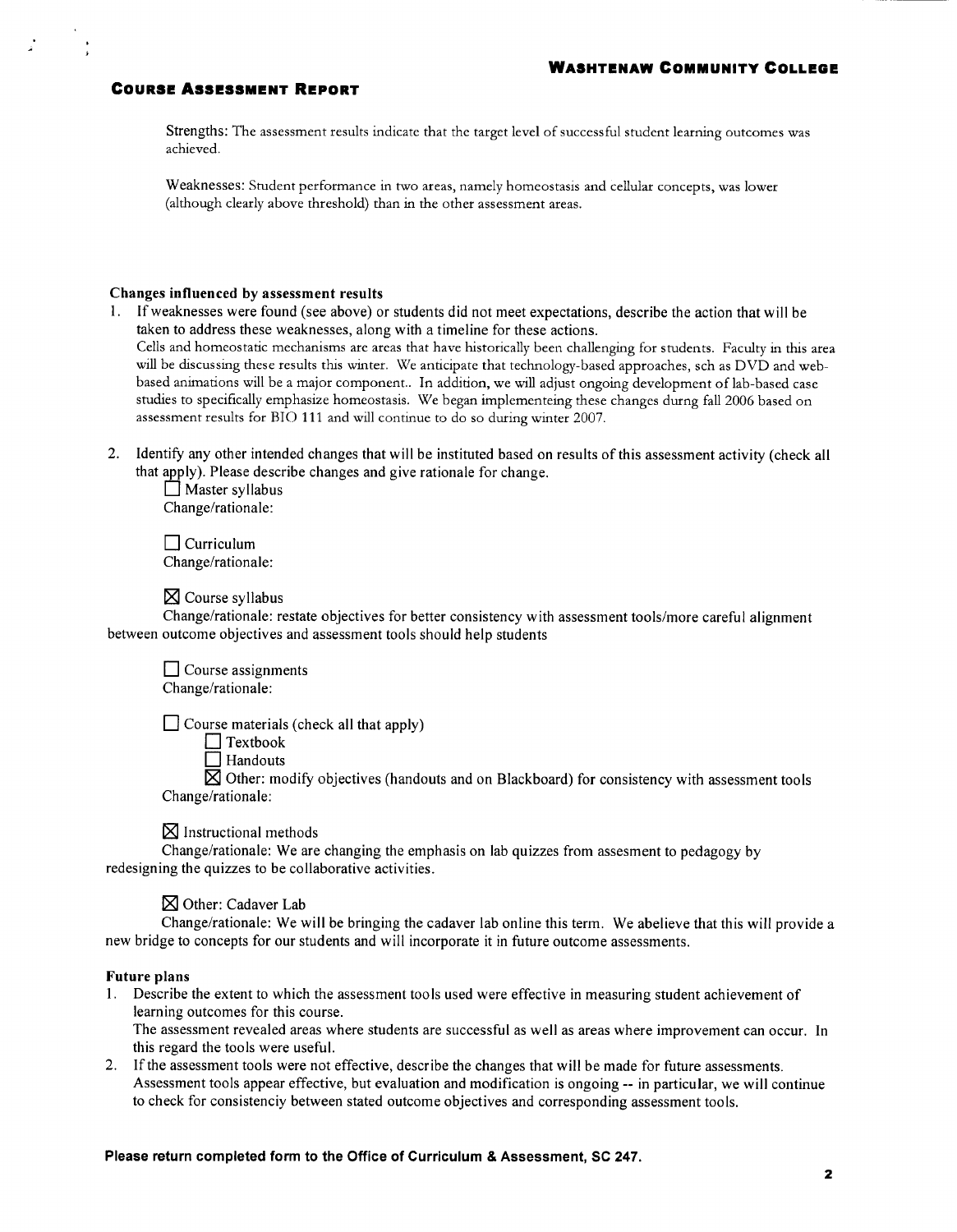## Course Assessment Report

Strengths: The assessment results indicate that the target level of successful student learning outcomes was achieved.

Weaknesses: Student performance in two areas, namely homeostasis and cellular concepts, was lower (although clearly above threshold) than in the other assessment areas.

**Changes influenced by assessment results**

1. If weaknesses were found (see above) or students did not meet expectations, describe the action that will be taken to address these weaknesses, along with a timeline for these actions.
   Cells and homeostatic mechanisms are areas that have historically been challenging for students. Faculty in this area will be discussing these results this winter. We anticipate that technology-based approaches, sch as DVD and web-based animations will be a major component.. In addition, we will adjust ongoing development of lab-based case studies to specifically emphasize homeostasis. We began implementeing these changes durng fall 2006 based on assessment results for BIO 111 and will continue to do so during winter 2007.

2. Identify any other intended changes that will be instituted based on results of this assessment activity (check all that apply). Please describe changes and give rationale for change.

   ☐ Master syllabus
   Change/rationale:

   ☐ Curriculum
   Change/rationale:

   ☒ Course syllabus
   Change/rationale: restate objectives for better consistency with assessment tools/more careful alignment between outcome objectives and assessment tools should help students

   ☐ Course assignments
   Change/rationale:

   ☐ Course materials (check all that apply)
   - ☐ Textbook
   - ☐ Handouts
   - ☒ Other: modify objectives (handouts and on Blackboard) for consistency with assessment tools

   Change/rationale:

   ☒ Instructional methods
   Change/rationale: We are changing the emphasis on lab quizzes from assesment to pedagogy by redesigning the quizzes to be collaborative activities.

   ☒ Other: Cadaver Lab
   Change/rationale: We will be bringing the cadaver lab online this term. We abelieve that this will provide a new bridge to concepts for our students and will incorporate it in future outcome assessments.

**Future plans**

1. Describe the extent to which the assessment tools used were effective in measuring student achievement of learning outcomes for this course.
   The assessment revealed areas where students are successful as well as areas where improvement can occur. In this regard the tools were useful.
2. If the assessment tools were not effective, describe the changes that will be made for future assessments.
   Assessment tools appear effective, but evaluation and modification is ongoing -- in particular, we will continue to check for consistenciy between stated outcome objectives and corresponding assessment tools.

**Please return completed form to the Office of Curriculum & Assessment, SC 247.**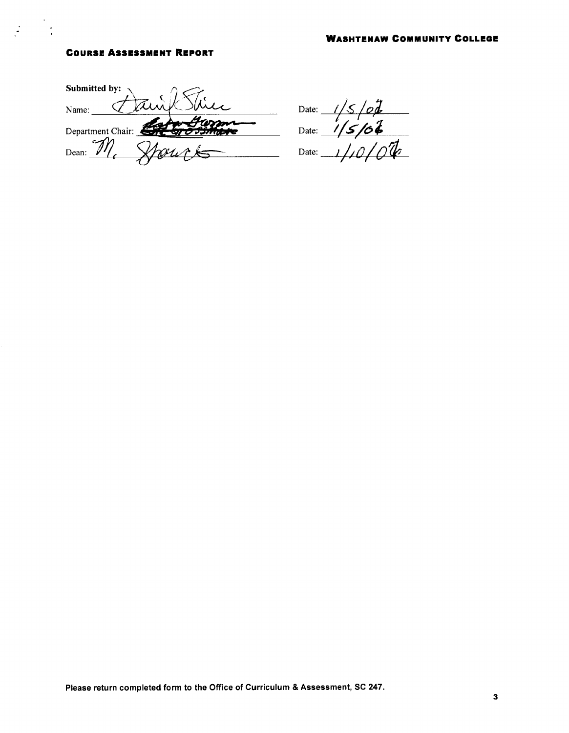**WASHTENAW COMMUNITY COLLEGE**

**COURSE ASSESSMENT REPORT**

**Submitted by:**

Name: David Shier Date: 1/5/07

Department Chair: Kathy Gorman Date: 1/5/07

Dean: M. Shouse Date: 1/10/07

Please return completed form to the Office of Curriculum & Assessment, SC 247.